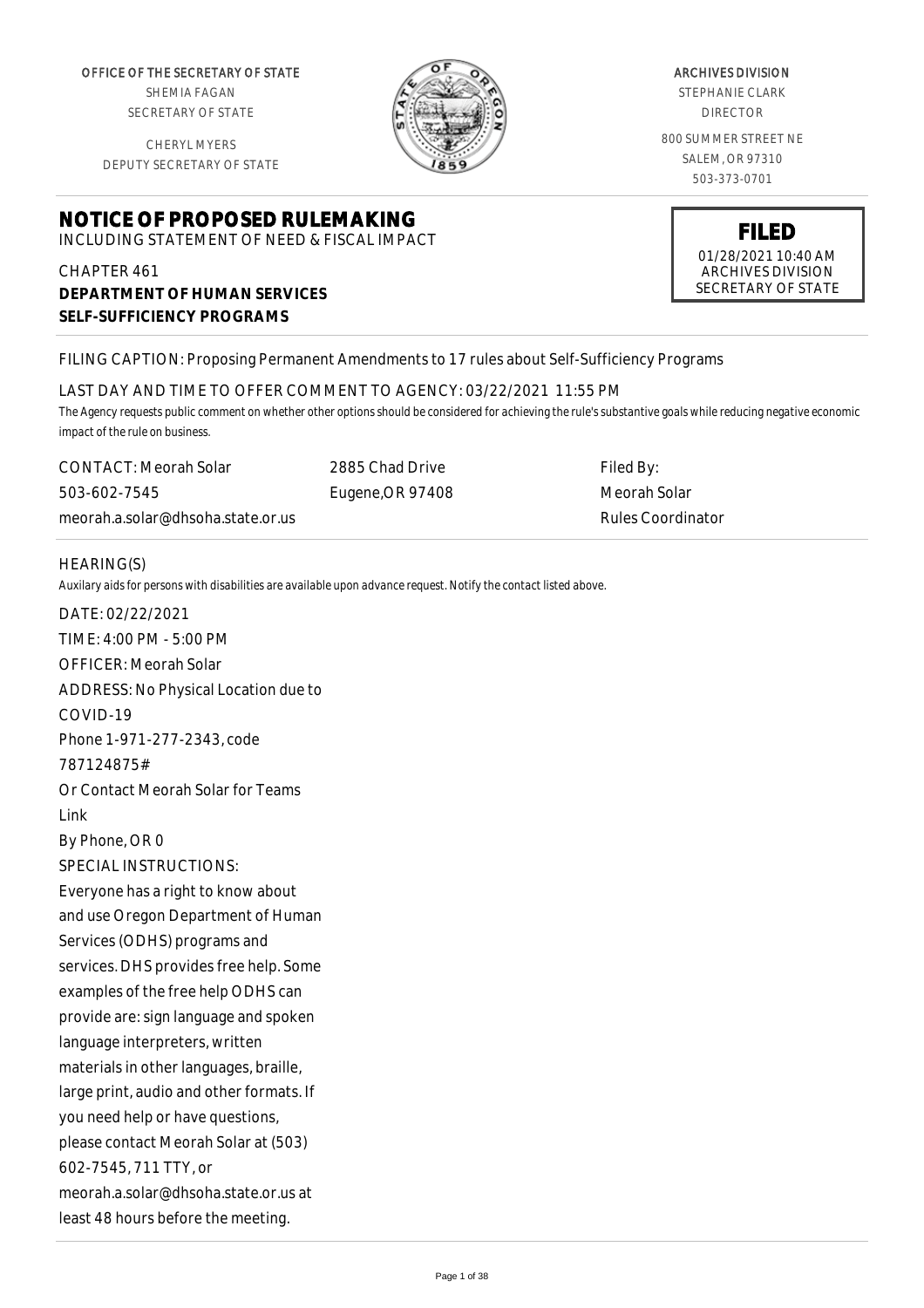OFFICE OF THE SECRETARY OF STATE
SHEMIA FAGAN
SECRETARY OF STATE

CHERYL MYERS
DEPUTY SECRETARY OF STATE

ARCHIVES DIVISION
STEPHANIE CLARK
DIRECTOR

800 SUMMER STREET NE
SALEM, OR 97310
503-373-0701

# NOTICE OF PROPOSED RULEMAKING

INCLUDING STATEMENT OF NEED & FISCAL IMPACT

**FILED**
01/28/2021 10:40 AM
ARCHIVES DIVISION
SECRETARY OF STATE

CHAPTER 461
**DEPARTMENT OF HUMAN SERVICES**
**SELF-SUFFICIENCY PROGRAMS**

FILING CAPTION: Proposing Permanent Amendments to 17 rules about Self-Sufficiency Programs

LAST DAY AND TIME TO OFFER COMMENT TO AGENCY: 03/22/2021 11:55 PM

*The Agency requests public comment on whether other options should be considered for achieving the rule's substantive goals while reducing negative economic impact of the rule on business.*

| CONTACT: Meorah Solar | 2885 Chad Drive | Filed By: |
|---|---|---|
| 503-602-7545 | Eugene,OR 97408 | Meorah Solar |
| meorah.a.solar@dhsoha.state.or.us | | Rules Coordinator |

HEARING(S)

*Auxilary aids for persons with disabilities are available upon advance request. Notify the contact listed above.*

DATE: 02/22/2021
TIME: 4:00 PM - 5:00 PM
OFFICER: Meorah Solar
ADDRESS: No Physical Location due to COVID-19
Phone 1-971-277-2343, code 787124875#
Or Contact Meorah Solar for Teams Link
By Phone, OR 0
SPECIAL INSTRUCTIONS:
Everyone has a right to know about and use Oregon Department of Human Services (ODHS) programs and services. DHS provides free help. Some examples of the free help ODHS can provide are: sign language and spoken language interpreters, written materials in other languages, braille, large print, audio and other formats. If you need help or have questions, please contact Meorah Solar at (503) 602-7545, 711 TTY, or meorah.a.solar@dhsoha.state.or.us at least 48 hours before the meeting.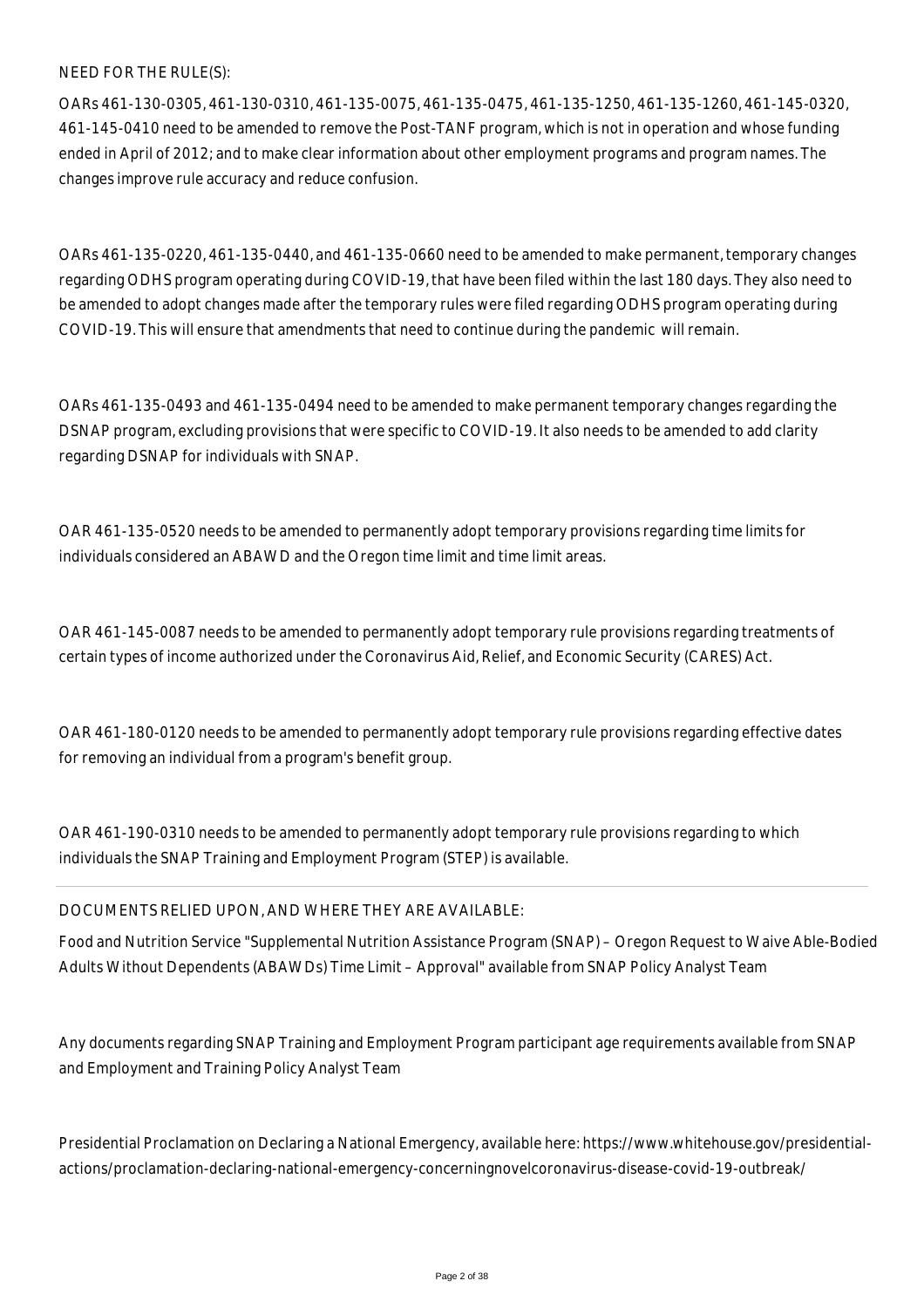NEED FOR THE RULE(S):

OARs 461-130-0305, 461-130-0310, 461-135-0075, 461-135-0475, 461-135-1250, 461-135-1260, 461-145-0320, 461-145-0410 need to be amended to remove the Post-TANF program, which is not in operation and whose funding ended in April of 2012; and to make clear information about other employment programs and program names. The changes improve rule accuracy and reduce confusion.

OARs 461-135-0220, 461-135-0440, and 461-135-0660 need to be amended to make permanent, temporary changes regarding ODHS program operating during COVID-19, that have been filed within the last 180 days. They also need to be amended to adopt changes made after the temporary rules were filed regarding ODHS program operating during COVID-19. This will ensure that amendments that need to continue during the pandemic will remain.

OARs 461-135-0493 and 461-135-0494 need to be amended to make permanent temporary changes regarding the DSNAP program, excluding provisions that were specific to COVID-19. It also needs to be amended to add clarity regarding DSNAP for individuals with SNAP.

OAR 461-135-0520 needs to be amended to permanently adopt temporary provisions regarding time limits for individuals considered an ABAWD and the Oregon time limit and time limit areas.

OAR 461-145-0087 needs to be amended to permanently adopt temporary rule provisions regarding treatments of certain types of income authorized under the Coronavirus Aid, Relief, and Economic Security (CARES) Act.

OAR 461-180-0120 needs to be amended to permanently adopt temporary rule provisions regarding effective dates for removing an individual from a program's benefit group.

OAR 461-190-0310 needs to be amended to permanently adopt temporary rule provisions regarding to which individuals the SNAP Training and Employment Program (STEP) is available.

DOCUMENTS RELIED UPON, AND WHERE THEY ARE AVAILABLE:

Food and Nutrition Service "Supplemental Nutrition Assistance Program (SNAP) – Oregon Request to Waive Able-Bodied Adults Without Dependents (ABAWDs) Time Limit – Approval" available from SNAP Policy Analyst Team

Any documents regarding SNAP Training and Employment Program participant age requirements available from SNAP and Employment and Training Policy Analyst Team

Presidential Proclamation on Declaring a National Emergency, available here: https://www.whitehouse.gov/presidential-actions/proclamation-declaring-national-emergency-concerningnovelcoronavirus-disease-covid-19-outbreak/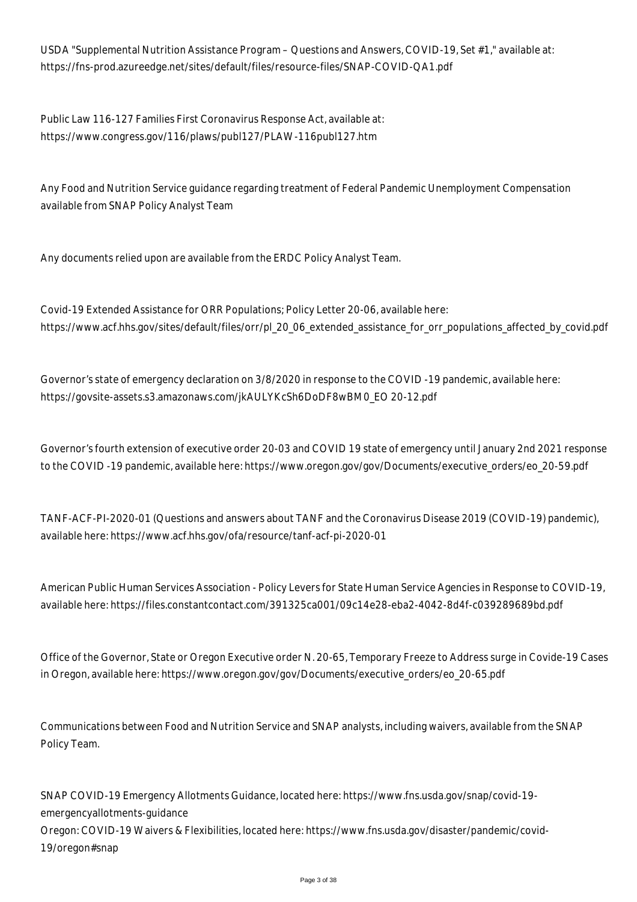USDA "Supplemental Nutrition Assistance Program – Questions and Answers, COVID-19, Set #1," available at: https://fns-prod.azureedge.net/sites/default/files/resource-files/SNAP-COVID-QA1.pdf

Public Law 116-127 Families First Coronavirus Response Act, available at: https://www.congress.gov/116/plaws/publ127/PLAW-116publ127.htm

Any Food and Nutrition Service guidance regarding treatment of Federal Pandemic Unemployment Compensation available from SNAP Policy Analyst Team

Any documents relied upon are available from the ERDC Policy Analyst Team.

Covid-19 Extended Assistance for ORR Populations; Policy Letter 20-06, available here: https://www.acf.hhs.gov/sites/default/files/orr/pl_20_06_extended_assistance_for_orr_populations_affected_by_covid.pdf

Governor's state of emergency declaration on 3/8/2020 in response to the COVID -19 pandemic, available here: https://govsite-assets.s3.amazonaws.com/jkAULYKcSh6DoDF8wBM0_EO 20-12.pdf

Governor's fourth extension of executive order 20-03 and COVID 19 state of emergency until January 2nd 2021 response to the COVID -19 pandemic, available here: https://www.oregon.gov/gov/Documents/executive_orders/eo_20-59.pdf

TANF-ACF-PI-2020-01 (Questions and answers about TANF and the Coronavirus Disease 2019 (COVID-19) pandemic), available here: https://www.acf.hhs.gov/ofa/resource/tanf-acf-pi-2020-01

American Public Human Services Association - Policy Levers for State Human Service Agencies in Response to COVID-19, available here: https://files.constantcontact.com/391325ca001/09c14e28-eba2-4042-8d4f-c039289689bd.pdf

Office of the Governor, State or Oregon Executive order N. 20-65, Temporary Freeze to Address surge in Covide-19 Cases in Oregon, available here: https://www.oregon.gov/gov/Documents/executive_orders/eo_20-65.pdf

Communications between Food and Nutrition Service and SNAP analysts, including waivers, available from the SNAP Policy Team.

SNAP COVID-19 Emergency Allotments Guidance, located here: https://www.fns.usda.gov/snap/covid-19-emergencyallotments-guidance
Oregon: COVID-19 Waivers & Flexibilities, located here: https://www.fns.usda.gov/disaster/pandemic/covid-19/oregon#snap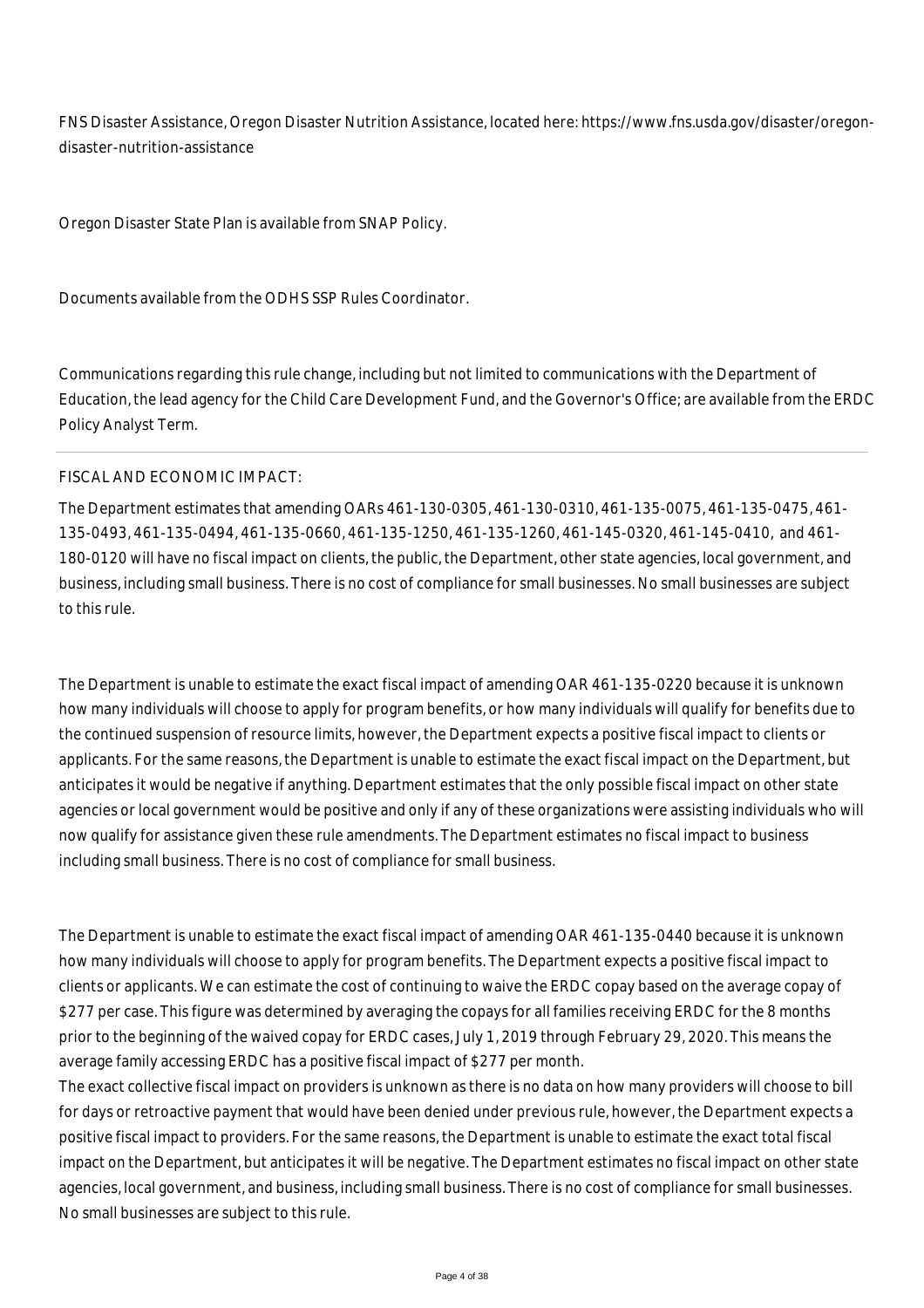FNS Disaster Assistance, Oregon Disaster Nutrition Assistance, located here: https://www.fns.usda.gov/disaster/oregon-disaster-nutrition-assistance

Oregon Disaster State Plan is available from SNAP Policy.

Documents available from the ODHS SSP Rules Coordinator.

Communications regarding this rule change, including but not limited to communications with the Department of Education, the lead agency for the Child Care Development Fund, and the Governor's Office; are available from the ERDC Policy Analyst Term.

FISCAL AND ECONOMIC IMPACT:

The Department estimates that amending OARs 461-130-0305, 461-130-0310, 461-135-0075, 461-135-0475, 461-135-0493, 461-135-0494, 461-135-0660, 461-135-1250, 461-135-1260, 461-145-0320, 461-145-0410, and 461-180-0120 will have no fiscal impact on clients, the public, the Department, other state agencies, local government, and business, including small business. There is no cost of compliance for small businesses. No small businesses are subject to this rule.

The Department is unable to estimate the exact fiscal impact of amending OAR 461-135-0220 because it is unknown how many individuals will choose to apply for program benefits, or how many individuals will qualify for benefits due to the continued suspension of resource limits, however, the Department expects a positive fiscal impact to clients or applicants. For the same reasons, the Department is unable to estimate the exact fiscal impact on the Department, but anticipates it would be negative if anything. Department estimates that the only possible fiscal impact on other state agencies or local government would be positive and only if any of these organizations were assisting individuals who will now qualify for assistance given these rule amendments. The Department estimates no fiscal impact to business including small business. There is no cost of compliance for small business.

The Department is unable to estimate the exact fiscal impact of amending OAR 461-135-0440 because it is unknown how many individuals will choose to apply for program benefits. The Department expects a positive fiscal impact to clients or applicants. We can estimate the cost of continuing to waive the ERDC copay based on the average copay of $277 per case. This figure was determined by averaging the copays for all families receiving ERDC for the 8 months prior to the beginning of the waived copay for ERDC cases, July 1, 2019 through February 29, 2020. This means the average family accessing ERDC has a positive fiscal impact of $277 per month.
The exact collective fiscal impact on providers is unknown as there is no data on how many providers will choose to bill for days or retroactive payment that would have been denied under previous rule, however, the Department expects a positive fiscal impact to providers. For the same reasons, the Department is unable to estimate the exact total fiscal impact on the Department, but anticipates it will be negative. The Department estimates no fiscal impact on other state agencies, local government, and business, including small business. There is no cost of compliance for small businesses. No small businesses are subject to this rule.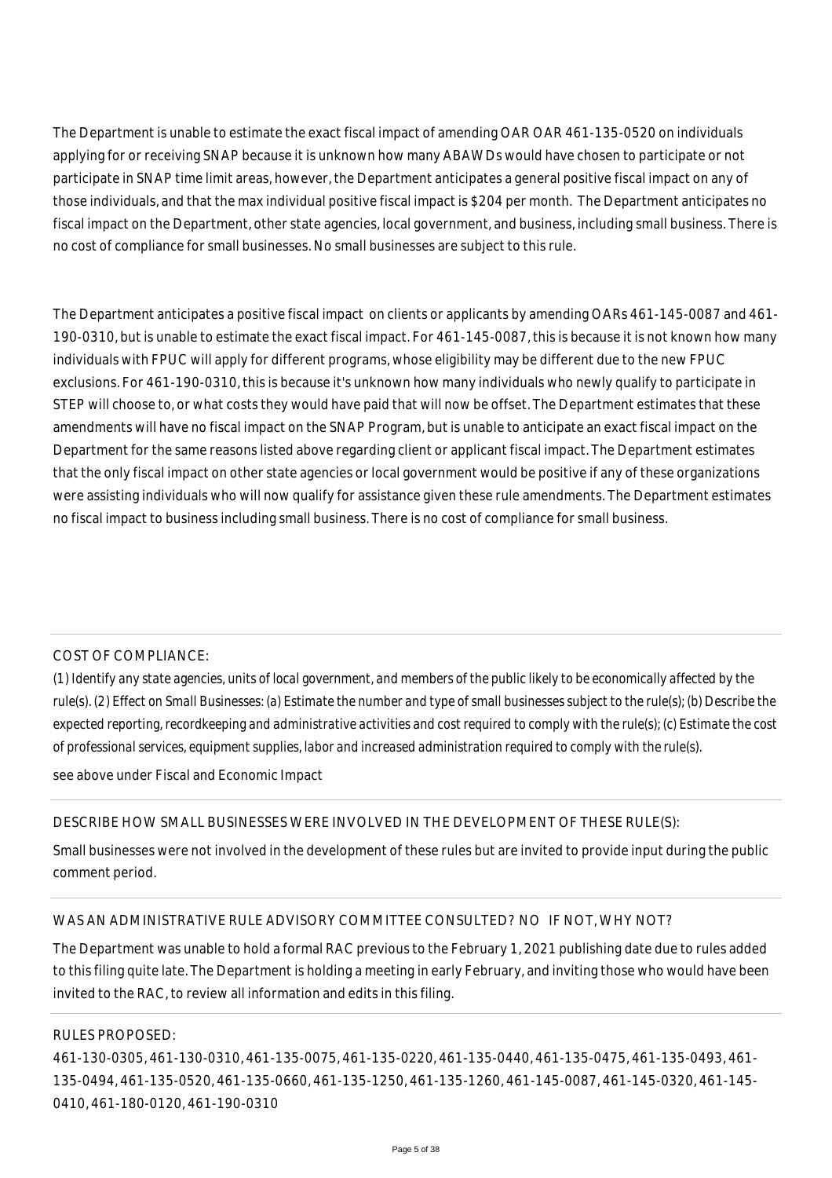The Department is unable to estimate the exact fiscal impact of amending OAR OAR 461-135-0520 on individuals applying for or receiving SNAP because it is unknown how many ABAWDs would have chosen to participate or not participate in SNAP time limit areas, however, the Department anticipates a general positive fiscal impact on any of those individuals, and that the max individual positive fiscal impact is $204 per month. The Department anticipates no fiscal impact on the Department, other state agencies, local government, and business, including small business. There is no cost of compliance for small businesses. No small businesses are subject to this rule.

The Department anticipates a positive fiscal impact on clients or applicants by amending OARs 461-145-0087 and 461-190-0310, but is unable to estimate the exact fiscal impact. For 461-145-0087, this is because it is not known how many individuals with FPUC will apply for different programs, whose eligibility may be different due to the new FPUC exclusions. For 461-190-0310, this is because it's unknown how many individuals who newly qualify to participate in STEP will choose to, or what costs they would have paid that will now be offset. The Department estimates that these amendments will have no fiscal impact on the SNAP Program, but is unable to anticipate an exact fiscal impact on the Department for the same reasons listed above regarding client or applicant fiscal impact. The Department estimates that the only fiscal impact on other state agencies or local government would be positive if any of these organizations were assisting individuals who will now qualify for assistance given these rule amendments. The Department estimates no fiscal impact to business including small business. There is no cost of compliance for small business.

COST OF COMPLIANCE:

*(1) Identify any state agencies, units of local government, and members of the public likely to be economically affected by the rule(s). (2) Effect on Small Businesses: (a) Estimate the number and type of small businesses subject to the rule(s); (b) Describe the expected reporting, recordkeeping and administrative activities and cost required to comply with the rule(s); (c) Estimate the cost of professional services, equipment supplies, labor and increased administration required to comply with the rule(s).*

see above under Fiscal and Economic Impact

DESCRIBE HOW SMALL BUSINESSES WERE INVOLVED IN THE DEVELOPMENT OF THESE RULE(S):

Small businesses were not involved in the development of these rules but are invited to provide input during the public comment period.

WAS AN ADMINISTRATIVE RULE ADVISORY COMMITTEE CONSULTED? NO IF NOT, WHY NOT?

The Department was unable to hold a formal RAC previous to the February 1, 2021 publishing date due to rules added to this filing quite late. The Department is holding a meeting in early February, and inviting those who would have been invited to the RAC, to review all information and edits in this filing.

RULES PROPOSED:

461-130-0305, 461-130-0310, 461-135-0075, 461-135-0220, 461-135-0440, 461-135-0475, 461-135-0493, 461-135-0494, 461-135-0520, 461-135-0660, 461-135-1250, 461-135-1260, 461-145-0087, 461-145-0320, 461-145-0410, 461-180-0120, 461-190-0310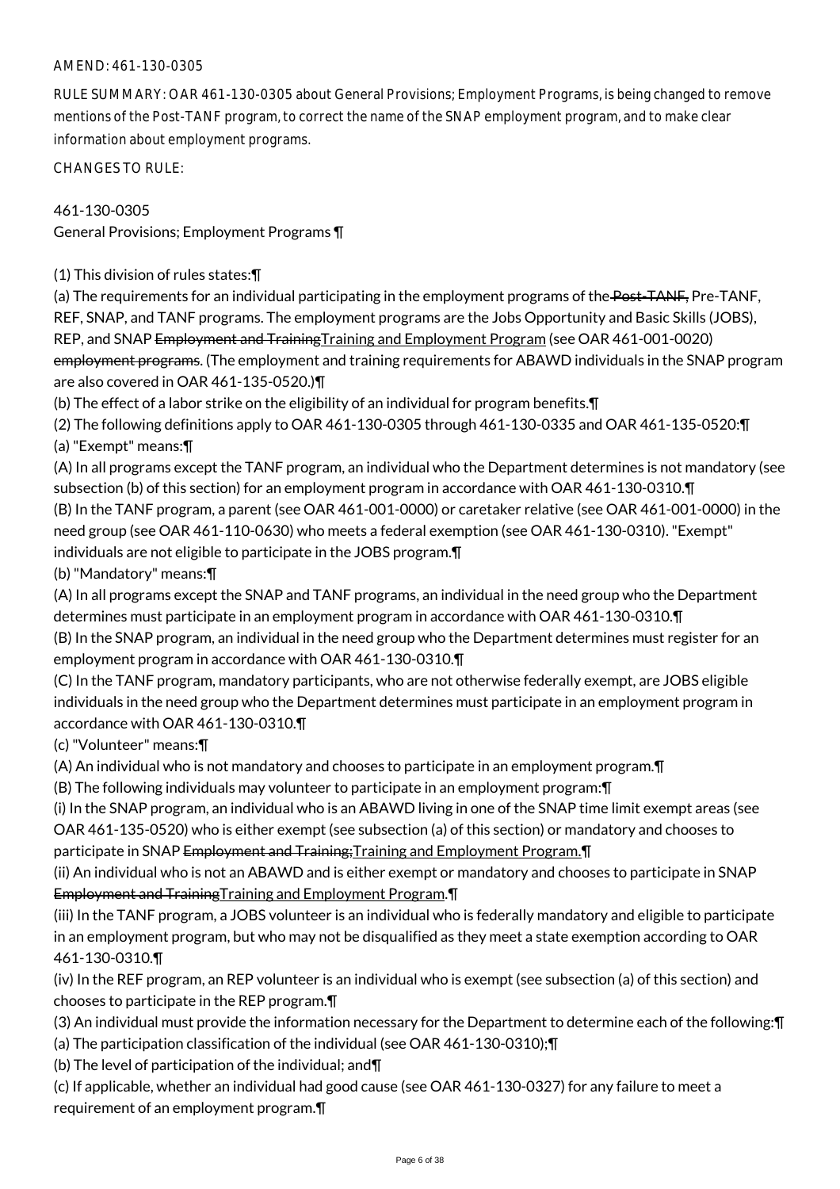AMEND: 461-130-0305

RULE SUMMARY: OAR 461-130-0305 about General Provisions; Employment Programs, is being changed to remove mentions of the Post-TANF program, to correct the name of the SNAP employment program, and to make clear information about employment programs.

CHANGES TO RULE:

461-130-0305
General Provisions; Employment Programs ¶

(1) This division of rules states:¶
(a) The requirements for an individual participating in the employment programs of the ~~Post-TANF,~~ Pre-TANF, REF, SNAP, and TANF programs. The employment programs are the Jobs Opportunity and Basic Skills (JOBS), REP, and SNAP ~~Employment and Training~~Training and Employment Program (see OAR 461-001-0020) ~~employment programs~~. (The employment and training requirements for ABAWD individuals in the SNAP program are also covered in OAR 461-135-0520.)¶
(b) The effect of a labor strike on the eligibility of an individual for program benefits.¶
(2) The following definitions apply to OAR 461-130-0305 through 461-130-0335 and OAR 461-135-0520:¶
(a) "Exempt" means:¶
(A) In all programs except the TANF program, an individual who the Department determines is not mandatory (see subsection (b) of this section) for an employment program in accordance with OAR 461-130-0310.¶
(B) In the TANF program, a parent (see OAR 461-001-0000) or caretaker relative (see OAR 461-001-0000) in the need group (see OAR 461-110-0630) who meets a federal exemption (see OAR 461-130-0310). "Exempt" individuals are not eligible to participate in the JOBS program.¶
(b) "Mandatory" means:¶
(A) In all programs except the SNAP and TANF programs, an individual in the need group who the Department determines must participate in an employment program in accordance with OAR 461-130-0310.¶
(B) In the SNAP program, an individual in the need group who the Department determines must register for an employment program in accordance with OAR 461-130-0310.¶
(C) In the TANF program, mandatory participants, who are not otherwise federally exempt, are JOBS eligible individuals in the need group who the Department determines must participate in an employment program in accordance with OAR 461-130-0310.¶
(c) "Volunteer" means:¶
(A) An individual who is not mandatory and chooses to participate in an employment program.¶
(B) The following individuals may volunteer to participate in an employment program:¶
(i) In the SNAP program, an individual who is an ABAWD living in one of the SNAP time limit exempt areas (see OAR 461-135-0520) who is either exempt (see subsection (a) of this section) or mandatory and chooses to participate in SNAP ~~Employment and Training;~~Training and Employment Program.¶
(ii) An individual who is not an ABAWD and is either exempt or mandatory and chooses to participate in SNAP ~~Employment and Training~~Training and Employment Program.¶
(iii) In the TANF program, a JOBS volunteer is an individual who is federally mandatory and eligible to participate in an employment program, but who may not be disqualified as they meet a state exemption according to OAR 461-130-0310.¶
(iv) In the REF program, an REP volunteer is an individual who is exempt (see subsection (a) of this section) and chooses to participate in the REP program.¶
(3) An individual must provide the information necessary for the Department to determine each of the following:¶
(a) The participation classification of the individual (see OAR 461-130-0310);¶
(b) The level of participation of the individual; and¶
(c) If applicable, whether an individual had good cause (see OAR 461-130-0327) for any failure to meet a requirement of an employment program.¶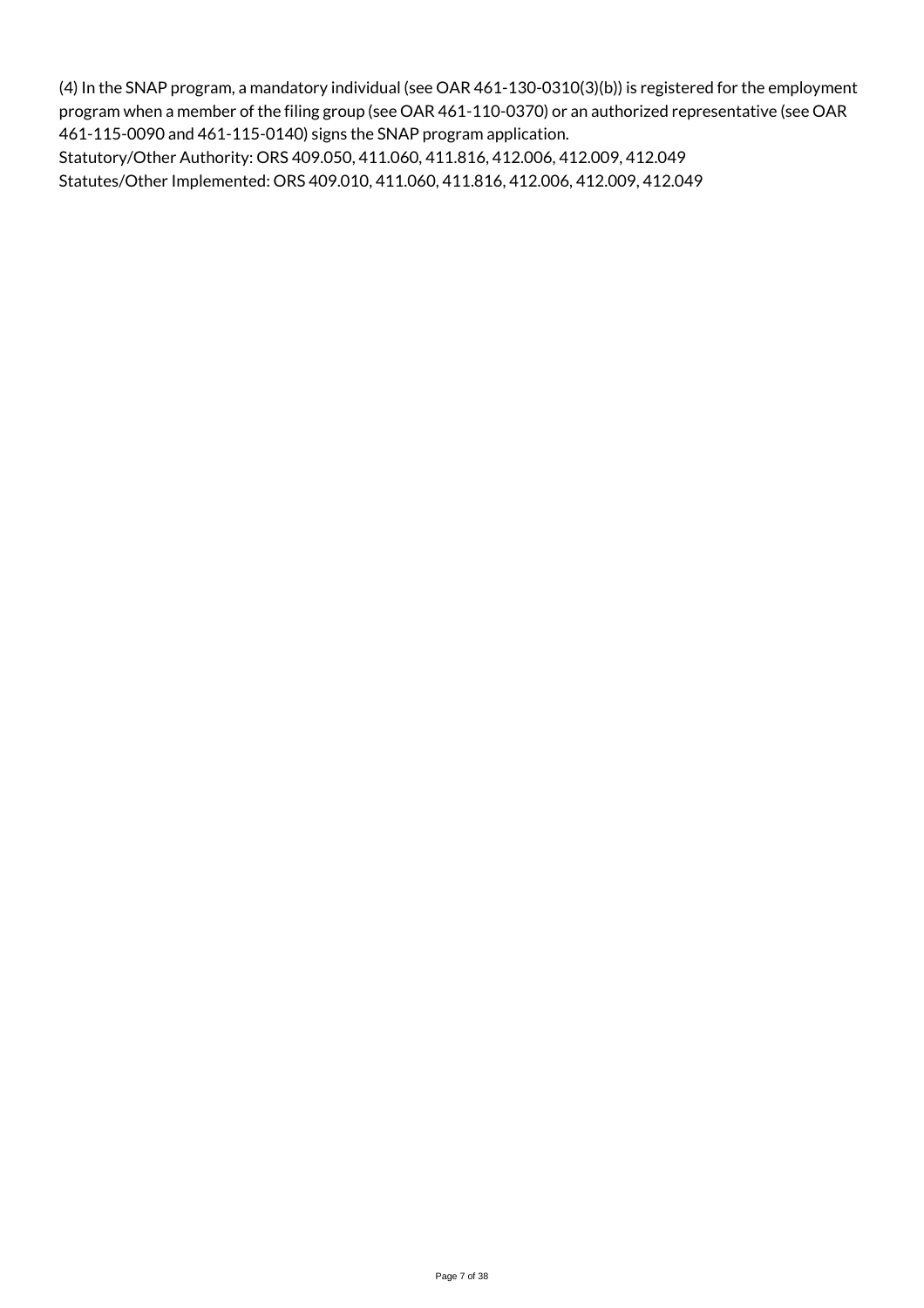(4) In the SNAP program, a mandatory individual (see OAR 461-130-0310(3)(b)) is registered for the employment program when a member of the filing group (see OAR 461-110-0370) or an authorized representative (see OAR 461-115-0090 and 461-115-0140) signs the SNAP program application.

Statutory/Other Authority: ORS 409.050, 411.060, 411.816, 412.006, 412.009, 412.049

Statutes/Other Implemented: ORS 409.010, 411.060, 411.816, 412.006, 412.009, 412.049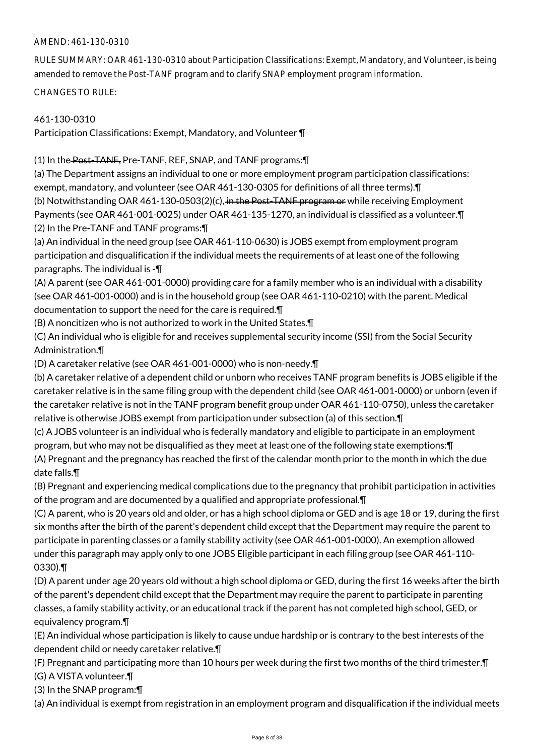AMEND: 461-130-0310

RULE SUMMARY: OAR 461-130-0310 about Participation Classifications: Exempt, Mandatory, and Volunteer, is being amended to remove the Post-TANF program and to clarify SNAP employment program information.

CHANGES TO RULE:

461-130-0310
Participation Classifications: Exempt, Mandatory, and Volunteer ¶

(1) In the ~~Post-TANF,~~ Pre-TANF, REF, SNAP, and TANF programs:¶
(a) The Department assigns an individual to one or more employment program participation classifications: exempt, mandatory, and volunteer (see OAR 461-130-0305 for definitions of all three terms).¶
(b) Notwithstanding OAR 461-130-0503(2)(c), ~~in the Post-TANF program or~~ while receiving Employment Payments (see OAR 461-001-0025) under OAR 461-135-1270, an individual is classified as a volunteer.¶
(2) In the Pre-TANF and TANF programs:¶
(a) An individual in the need group (see OAR 461-110-0630) is JOBS exempt from employment program participation and disqualification if the individual meets the requirements of at least one of the following paragraphs. The individual is -¶
(A) A parent (see OAR 461-001-0000) providing care for a family member who is an individual with a disability (see OAR 461-001-0000) and is in the household group (see OAR 461-110-0210) with the parent. Medical documentation to support the need for the care is required.¶
(B) A noncitizen who is not authorized to work in the United States.¶
(C) An individual who is eligible for and receives supplemental security income (SSI) from the Social Security Administration.¶
(D) A caretaker relative (see OAR 461-001-0000) who is non-needy.¶
(b) A caretaker relative of a dependent child or unborn who receives TANF program benefits is JOBS eligible if the caretaker relative is in the same filing group with the dependent child (see OAR 461-001-0000) or unborn (even if the caretaker relative is not in the TANF program benefit group under OAR 461-110-0750), unless the caretaker relative is otherwise JOBS exempt from participation under subsection (a) of this section.¶
(c) A JOBS volunteer is an individual who is federally mandatory and eligible to participate in an employment program, but who may not be disqualified as they meet at least one of the following state exemptions:¶
(A) Pregnant and the pregnancy has reached the first of the calendar month prior to the month in which the due date falls.¶
(B) Pregnant and experiencing medical complications due to the pregnancy that prohibit participation in activities of the program and are documented by a qualified and appropriate professional.¶
(C) A parent, who is 20 years old and older, or has a high school diploma or GED and is age 18 or 19, during the first six months after the birth of the parent's dependent child except that the Department may require the parent to participate in parenting classes or a family stability activity (see OAR 461-001-0000). An exemption allowed under this paragraph may apply only to one JOBS Eligible participant in each filing group (see OAR 461-110-0330).¶
(D) A parent under age 20 years old without a high school diploma or GED, during the first 16 weeks after the birth of the parent's dependent child except that the Department may require the parent to participate in parenting classes, a family stability activity, or an educational track if the parent has not completed high school, GED, or equivalency program.¶
(E) An individual whose participation is likely to cause undue hardship or is contrary to the best interests of the dependent child or needy caretaker relative.¶
(F) Pregnant and participating more than 10 hours per week during the first two months of the third trimester.¶
(G) A VISTA volunteer.¶
(3) In the SNAP program:¶
(a) An individual is exempt from registration in an employment program and disqualification if the individual meets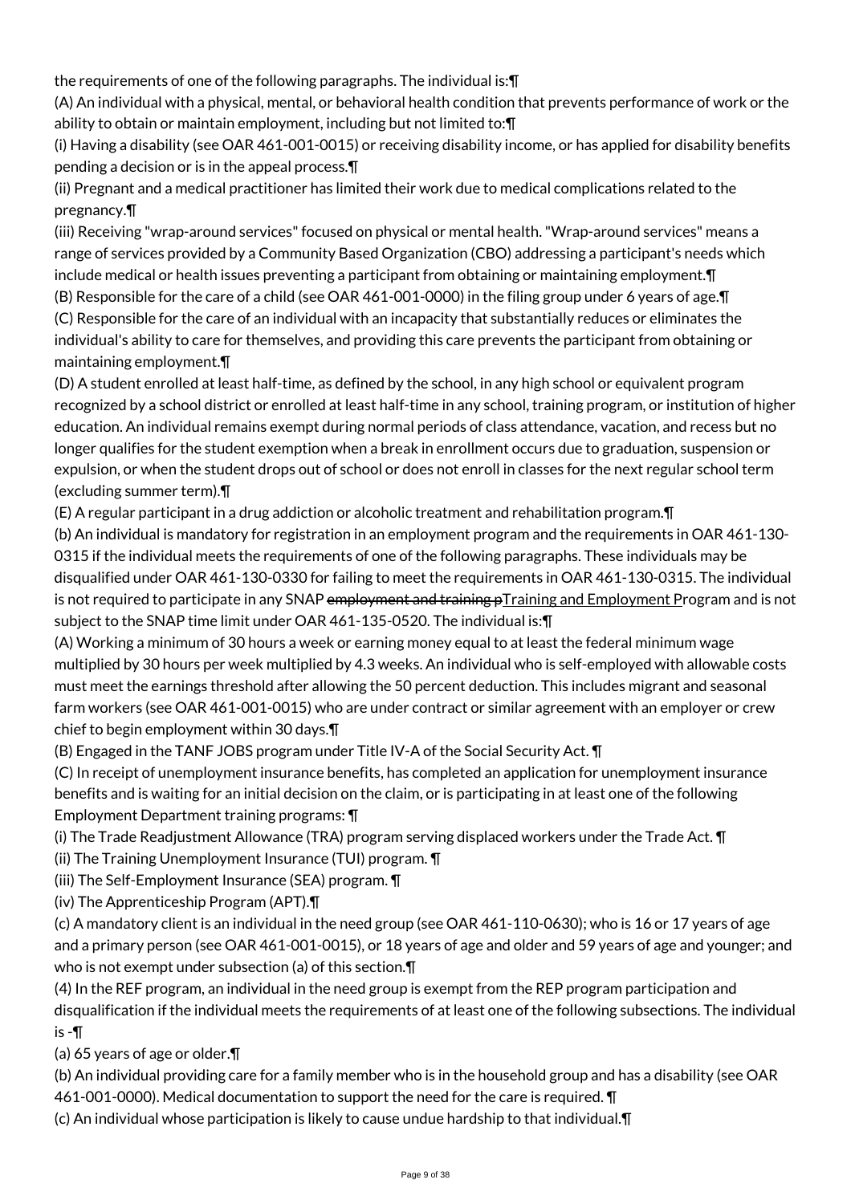the requirements of one of the following paragraphs. The individual is:¶

(A) An individual with a physical, mental, or behavioral health condition that prevents performance of work or the ability to obtain or maintain employment, including but not limited to:¶

(i) Having a disability (see OAR 461-001-0015) or receiving disability income, or has applied for disability benefits pending a decision or is in the appeal process.¶

(ii) Pregnant and a medical practitioner has limited their work due to medical complications related to the pregnancy.¶

(iii) Receiving "wrap-around services" focused on physical or mental health. "Wrap-around services" means a range of services provided by a Community Based Organization (CBO) addressing a participant's needs which include medical or health issues preventing a participant from obtaining or maintaining employment.¶

(B) Responsible for the care of a child (see OAR 461-001-0000) in the filing group under 6 years of age.¶

(C) Responsible for the care of an individual with an incapacity that substantially reduces or eliminates the individual's ability to care for themselves, and providing this care prevents the participant from obtaining or maintaining employment.¶

(D) A student enrolled at least half-time, as defined by the school, in any high school or equivalent program recognized by a school district or enrolled at least half-time in any school, training program, or institution of higher education. An individual remains exempt during normal periods of class attendance, vacation, and recess but no longer qualifies for the student exemption when a break in enrollment occurs due to graduation, suspension or expulsion, or when the student drops out of school or does not enroll in classes for the next regular school term (excluding summer term).¶

(E) A regular participant in a drug addiction or alcoholic treatment and rehabilitation program.¶

(b) An individual is mandatory for registration in an employment program and the requirements in OAR 461-130-0315 if the individual meets the requirements of one of the following paragraphs. These individuals may be disqualified under OAR 461-130-0330 for failing to meet the requirements in OAR 461-130-0315. The individual is not required to participate in any SNAP ~~employment and training p~~Training and Employment Program and is not subject to the SNAP time limit under OAR 461-135-0520. The individual is:¶

(A) Working a minimum of 30 hours a week or earning money equal to at least the federal minimum wage multiplied by 30 hours per week multiplied by 4.3 weeks. An individual who is self-employed with allowable costs must meet the earnings threshold after allowing the 50 percent deduction. This includes migrant and seasonal farm workers (see OAR 461-001-0015) who are under contract or similar agreement with an employer or crew chief to begin employment within 30 days.¶

(B) Engaged in the TANF JOBS program under Title IV-A of the Social Security Act. ¶

(C) In receipt of unemployment insurance benefits, has completed an application for unemployment insurance benefits and is waiting for an initial decision on the claim, or is participating in at least one of the following Employment Department training programs: ¶

(i) The Trade Readjustment Allowance (TRA) program serving displaced workers under the Trade Act. ¶

(ii) The Training Unemployment Insurance (TUI) program. ¶

(iii) The Self-Employment Insurance (SEA) program. ¶

(iv) The Apprenticeship Program (APT).¶

(c) A mandatory client is an individual in the need group (see OAR 461-110-0630); who is 16 or 17 years of age and a primary person (see OAR 461-001-0015), or 18 years of age and older and 59 years of age and younger; and who is not exempt under subsection (a) of this section.¶

(4) In the REF program, an individual in the need group is exempt from the REP program participation and disqualification if the individual meets the requirements of at least one of the following subsections. The individual is -¶

(a) 65 years of age or older.¶

(b) An individual providing care for a family member who is in the household group and has a disability (see OAR 461-001-0000). Medical documentation to support the need for the care is required. ¶

(c) An individual whose participation is likely to cause undue hardship to that individual.¶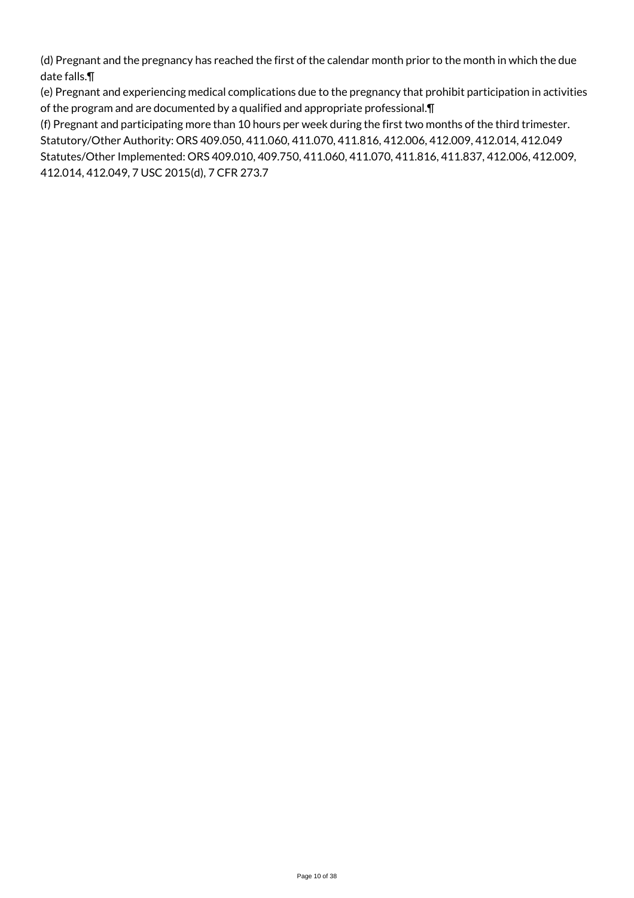(d) Pregnant and the pregnancy has reached the first of the calendar month prior to the month in which the due date falls.¶

(e) Pregnant and experiencing medical complications due to the pregnancy that prohibit participation in activities of the program and are documented by a qualified and appropriate professional.¶

(f) Pregnant and participating more than 10 hours per week during the first two months of the third trimester.

Statutory/Other Authority: ORS 409.050, 411.060, 411.070, 411.816, 412.006, 412.009, 412.014, 412.049

Statutes/Other Implemented: ORS 409.010, 409.750, 411.060, 411.070, 411.816, 411.837, 412.006, 412.009, 412.014, 412.049, 7 USC 2015(d), 7 CFR 273.7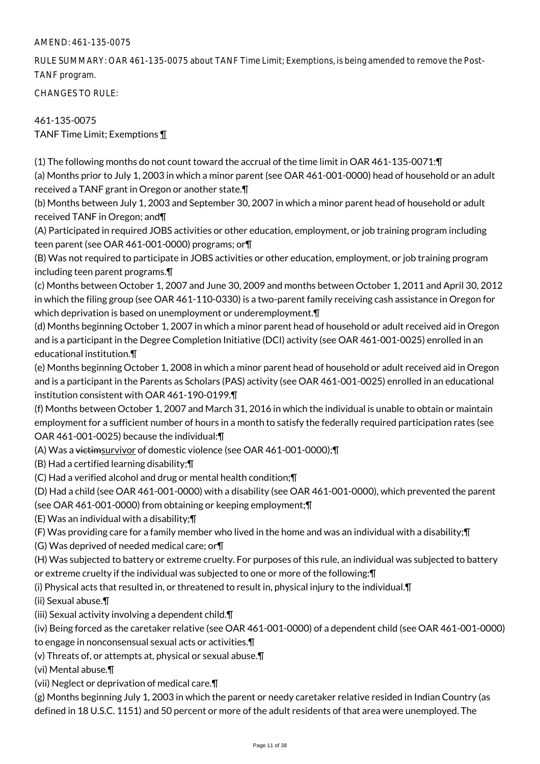AMEND: 461-135-0075

RULE SUMMARY: OAR 461-135-0075 about TANF Time Limit; Exemptions, is being amended to remove the Post-TANF program.

CHANGES TO RULE:

461-135-0075
TANF Time Limit; Exemptions ¶

(1) The following months do not count toward the accrual of the time limit in OAR 461-135-0071:¶
(a) Months prior to July 1, 2003 in which a minor parent (see OAR 461-001-0000) head of household or an adult received a TANF grant in Oregon or another state.¶
(b) Months between July 1, 2003 and September 30, 2007 in which a minor parent head of household or adult received TANF in Oregon; and¶
(A) Participated in required JOBS activities or other education, employment, or job training program including teen parent (see OAR 461-001-0000) programs; or¶
(B) Was not required to participate in JOBS activities or other education, employment, or job training program including teen parent programs.¶
(c) Months between October 1, 2007 and June 30, 2009 and months between October 1, 2011 and April 30, 2012 in which the filing group (see OAR 461-110-0330) is a two-parent family receiving cash assistance in Oregon for which deprivation is based on unemployment or underemployment.¶
(d) Months beginning October 1, 2007 in which a minor parent head of household or adult received aid in Oregon and is a participant in the Degree Completion Initiative (DCI) activity (see OAR 461-001-0025) enrolled in an educational institution.¶
(e) Months beginning October 1, 2008 in which a minor parent head of household or adult received aid in Oregon and is a participant in the Parents as Scholars (PAS) activity (see OAR 461-001-0025) enrolled in an educational institution consistent with OAR 461-190-0199.¶
(f) Months between October 1, 2007 and March 31, 2016 in which the individual is unable to obtain or maintain employment for a sufficient number of hours in a month to satisfy the federally required participation rates (see OAR 461-001-0025) because the individual:¶
(A) Was a ~~victim~~survivor of domestic violence (see OAR 461-001-0000);¶
(B) Had a certified learning disability;¶
(C) Had a verified alcohol and drug or mental health condition;¶
(D) Had a child (see OAR 461-001-0000) with a disability (see OAR 461-001-0000), which prevented the parent (see OAR 461-001-0000) from obtaining or keeping employment;¶
(E) Was an individual with a disability;¶
(F) Was providing care for a family member who lived in the home and was an individual with a disability;¶
(G) Was deprived of needed medical care; or¶
(H) Was subjected to battery or extreme cruelty. For purposes of this rule, an individual was subjected to battery or extreme cruelty if the individual was subjected to one or more of the following:¶
(i) Physical acts that resulted in, or threatened to result in, physical injury to the individual.¶
(ii) Sexual abuse.¶
(iii) Sexual activity involving a dependent child.¶
(iv) Being forced as the caretaker relative (see OAR 461-001-0000) of a dependent child (see OAR 461-001-0000) to engage in nonconsensual sexual acts or activities.¶
(v) Threats of, or attempts at, physical or sexual abuse.¶
(vi) Mental abuse.¶
(vii) Neglect or deprivation of medical care.¶
(g) Months beginning July 1, 2003 in which the parent or needy caretaker relative resided in Indian Country (as defined in 18 U.S.C. 1151) and 50 percent or more of the adult residents of that area were unemployed. The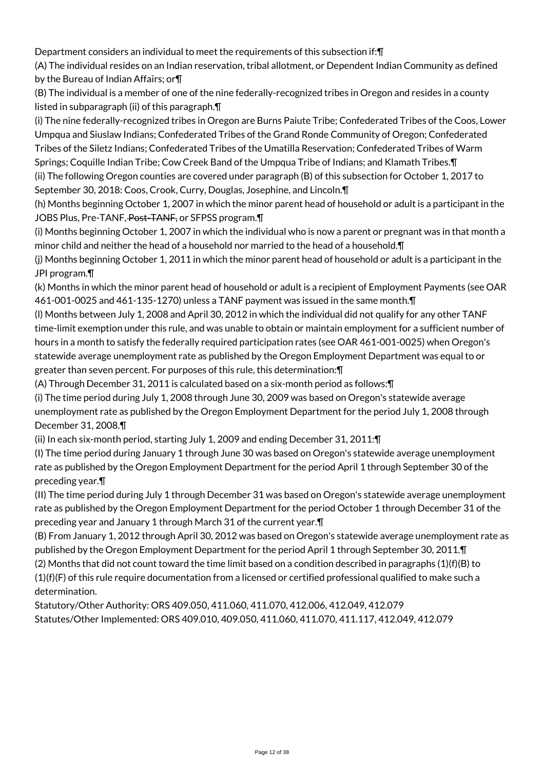Department considers an individual to meet the requirements of this subsection if:¶

(A) The individual resides on an Indian reservation, tribal allotment, or Dependent Indian Community as defined by the Bureau of Indian Affairs; or¶

(B) The individual is a member of one of the nine federally-recognized tribes in Oregon and resides in a county listed in subparagraph (ii) of this paragraph.¶

(i) The nine federally-recognized tribes in Oregon are Burns Paiute Tribe; Confederated Tribes of the Coos, Lower Umpqua and Siuslaw Indians; Confederated Tribes of the Grand Ronde Community of Oregon; Confederated Tribes of the Siletz Indians; Confederated Tribes of the Umatilla Reservation; Confederated Tribes of Warm Springs; Coquille Indian Tribe; Cow Creek Band of the Umpqua Tribe of Indians; and Klamath Tribes.¶

(ii) The following Oregon counties are covered under paragraph (B) of this subsection for October 1, 2017 to September 30, 2018: Coos, Crook, Curry, Douglas, Josephine, and Lincoln.¶

(h) Months beginning October 1, 2007 in which the minor parent head of household or adult is a participant in the JOBS Plus, Pre-TANF, ~~Post-TANF,~~ or SFPSS program.¶

(i) Months beginning October 1, 2007 in which the individual who is now a parent or pregnant was in that month a minor child and neither the head of a household nor married to the head of a household.¶

(j) Months beginning October 1, 2011 in which the minor parent head of household or adult is a participant in the JPI program.¶

(k) Months in which the minor parent head of household or adult is a recipient of Employment Payments (see OAR 461-001-0025 and 461-135-1270) unless a TANF payment was issued in the same month.¶

(l) Months between July 1, 2008 and April 30, 2012 in which the individual did not qualify for any other TANF time-limit exemption under this rule, and was unable to obtain or maintain employment for a sufficient number of hours in a month to satisfy the federally required participation rates (see OAR 461-001-0025) when Oregon's statewide average unemployment rate as published by the Oregon Employment Department was equal to or greater than seven percent. For purposes of this rule, this determination:¶

(A) Through December 31, 2011 is calculated based on a six-month period as follows:¶

(i) The time period during July 1, 2008 through June 30, 2009 was based on Oregon's statewide average unemployment rate as published by the Oregon Employment Department for the period July 1, 2008 through December 31, 2008.¶

(ii) In each six-month period, starting July 1, 2009 and ending December 31, 2011:¶

(I) The time period during January 1 through June 30 was based on Oregon's statewide average unemployment rate as published by the Oregon Employment Department for the period April 1 through September 30 of the preceding year.¶

(II) The time period during July 1 through December 31 was based on Oregon's statewide average unemployment rate as published by the Oregon Employment Department for the period October 1 through December 31 of the preceding year and January 1 through March 31 of the current year.¶

(B) From January 1, 2012 through April 30, 2012 was based on Oregon's statewide average unemployment rate as published by the Oregon Employment Department for the period April 1 through September 30, 2011.¶

(2) Months that did not count toward the time limit based on a condition described in paragraphs (1)(f)(B) to (1)(f)(F) of this rule require documentation from a licensed or certified professional qualified to make such a determination.

Statutory/Other Authority: ORS 409.050, 411.060, 411.070, 412.006, 412.049, 412.079

Statutes/Other Implemented: ORS 409.010, 409.050, 411.060, 411.070, 411.117, 412.049, 412.079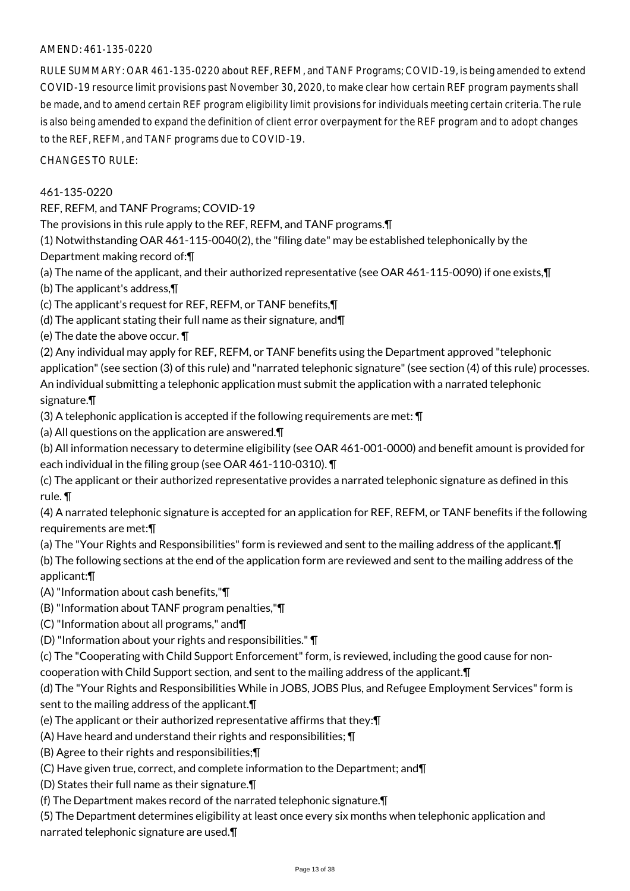AMEND: 461-135-0220

RULE SUMMARY: OAR 461-135-0220 about REF, REFM, and TANF Programs; COVID-19, is being amended to extend COVID-19 resource limit provisions past November 30, 2020, to make clear how certain REF program payments shall be made, and to amend certain REF program eligibility limit provisions for individuals meeting certain criteria. The rule is also being amended to expand the definition of client error overpayment for the REF program and to adopt changes to the REF, REFM, and TANF programs due to COVID-19.

CHANGES TO RULE:

461-135-0220

REF, REFM, and TANF Programs; COVID-19

The provisions in this rule apply to the REF, REFM, and TANF programs.¶

(1) Notwithstanding OAR 461-115-0040(2), the "filing date" may be established telephonically by the Department making record of:¶

(a) The name of the applicant, and their authorized representative (see OAR 461-115-0090) if one exists,¶

(b) The applicant's address,¶

(c) The applicant's request for REF, REFM, or TANF benefits,¶

(d) The applicant stating their full name as their signature, and¶

(e) The date the above occur. ¶

(2) Any individual may apply for REF, REFM, or TANF benefits using the Department approved "telephonic application" (see section (3) of this rule) and "narrated telephonic signature" (see section (4) of this rule) processes. An individual submitting a telephonic application must submit the application with a narrated telephonic signature.¶

(3) A telephonic application is accepted if the following requirements are met: ¶

(a) All questions on the application are answered.¶

(b) All information necessary to determine eligibility (see OAR 461-001-0000) and benefit amount is provided for each individual in the filing group (see OAR 461-110-0310). ¶

(c) The applicant or their authorized representative provides a narrated telephonic signature as defined in this rule. ¶

(4) A narrated telephonic signature is accepted for an application for REF, REFM, or TANF benefits if the following requirements are met:¶

(a) The "Your Rights and Responsibilities" form is reviewed and sent to the mailing address of the applicant.¶

(b) The following sections at the end of the application form are reviewed and sent to the mailing address of the applicant:¶

(A) "Information about cash benefits,"¶

(B) "Information about TANF program penalties,"¶

(C) "Information about all programs," and¶

(D) "Information about your rights and responsibilities." ¶

(c) The "Cooperating with Child Support Enforcement" form, is reviewed, including the good cause for non-cooperation with Child Support section, and sent to the mailing address of the applicant.¶

(d) The "Your Rights and Responsibilities While in JOBS, JOBS Plus, and Refugee Employment Services" form is sent to the mailing address of the applicant.¶

(e) The applicant or their authorized representative affirms that they:¶

(A) Have heard and understand their rights and responsibilities; ¶

(B) Agree to their rights and responsibilities;¶

(C) Have given true, correct, and complete information to the Department; and¶

(D) States their full name as their signature.¶

(f) The Department makes record of the narrated telephonic signature.¶

(5) The Department determines eligibility at least once every six months when telephonic application and narrated telephonic signature are used.¶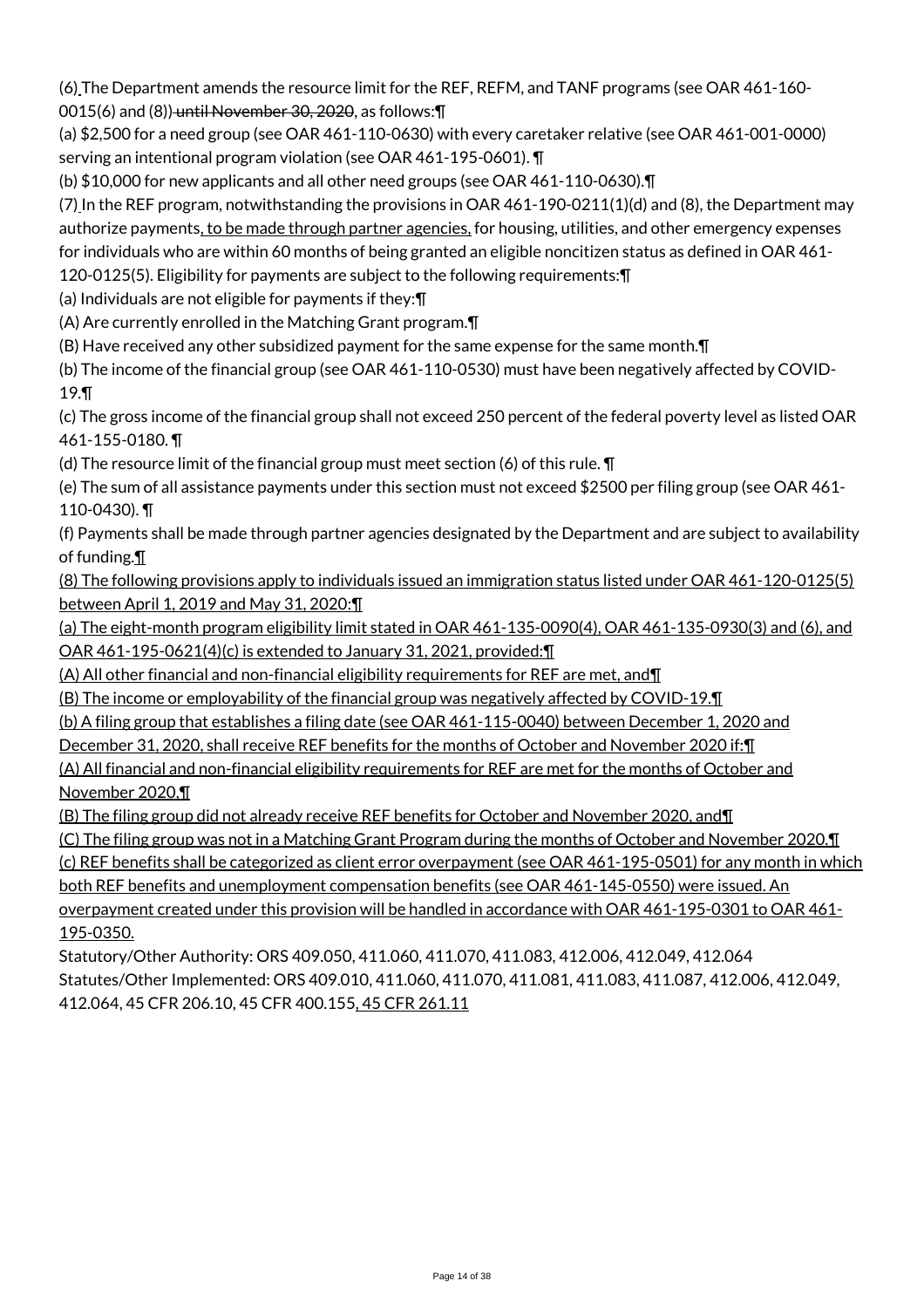(6) The Department amends the resource limit for the REF, REFM, and TANF programs (see OAR 461-160-0015(6) and (8)) ~~until November 30, 2020~~, as follows:¶

(a) $2,500 for a need group (see OAR 461-110-0630) with every caretaker relative (see OAR 461-001-0000) serving an intentional program violation (see OAR 461-195-0601). ¶

(b) $10,000 for new applicants and all other need groups (see OAR 461-110-0630).¶

(7) In the REF program, notwithstanding the provisions in OAR 461-190-0211(1)(d) and (8), the Department may authorize payments<u>, to be made through partner agencies,</u> for housing, utilities, and other emergency expenses for individuals who are within 60 months of being granted an eligible noncitizen status as defined in OAR 461-120-0125(5). Eligibility for payments are subject to the following requirements:¶

(a) Individuals are not eligible for payments if they:¶

(A) Are currently enrolled in the Matching Grant program.¶

(B) Have received any other subsidized payment for the same expense for the same month.¶

(b) The income of the financial group (see OAR 461-110-0530) must have been negatively affected by COVID-19.¶

(c) The gross income of the financial group shall not exceed 250 percent of the federal poverty level as listed OAR 461-155-0180. ¶

(d) The resource limit of the financial group must meet section (6) of this rule. ¶

(e) The sum of all assistance payments under this section must not exceed $2500 per filing group (see OAR 461-110-0430). ¶

(f) Payments shall be made through partner agencies designated by the Department and are subject to availability of funding.<u>¶</u>

<u>(8) The following provisions apply to individuals issued an immigration status listed under OAR 461-120-0125(5) between April 1, 2019 and May 31, 2020:¶</u>

<u>(a) The eight-month program eligibility limit stated in OAR 461-135-0090(4), OAR 461-135-0930(3) and (6), and OAR 461-195-0621(4)(c) is extended to January 31, 2021, provided:¶</u>

<u>(A) All other financial and non-financial eligibility requirements for REF are met, and¶</u>

<u>(B) The income or employability of the financial group was negatively affected by COVID-19.¶</u>

<u>(b) A filing group that establishes a filing date (see OAR 461-115-0040) between December 1, 2020 and December 31, 2020, shall receive REF benefits for the months of October and November 2020 if:¶</u>

<u>(A) All financial and non-financial eligibility requirements for REF are met for the months of October and November 2020,¶</u>

<u>(B) The filing group did not already receive REF benefits for October and November 2020, and¶</u>

<u>(C) The filing group was not in a Matching Grant Program during the months of October and November 2020.¶</u>

<u>(c) REF benefits shall be categorized as client error overpayment (see OAR 461-195-0501) for any month in which both REF benefits and unemployment compensation benefits (see OAR 461-145-0550) were issued. An overpayment created under this provision will be handled in accordance with OAR 461-195-0301 to OAR 461-195-0350.</u>

Statutory/Other Authority: ORS 409.050, 411.060, 411.070, 411.083, 412.006, 412.049, 412.064

Statutes/Other Implemented: ORS 409.010, 411.060, 411.070, 411.081, 411.083, 411.087, 412.006, 412.049, 412.064, 45 CFR 206.10, 45 CFR 400.155<u>, 45 CFR 261.11</u>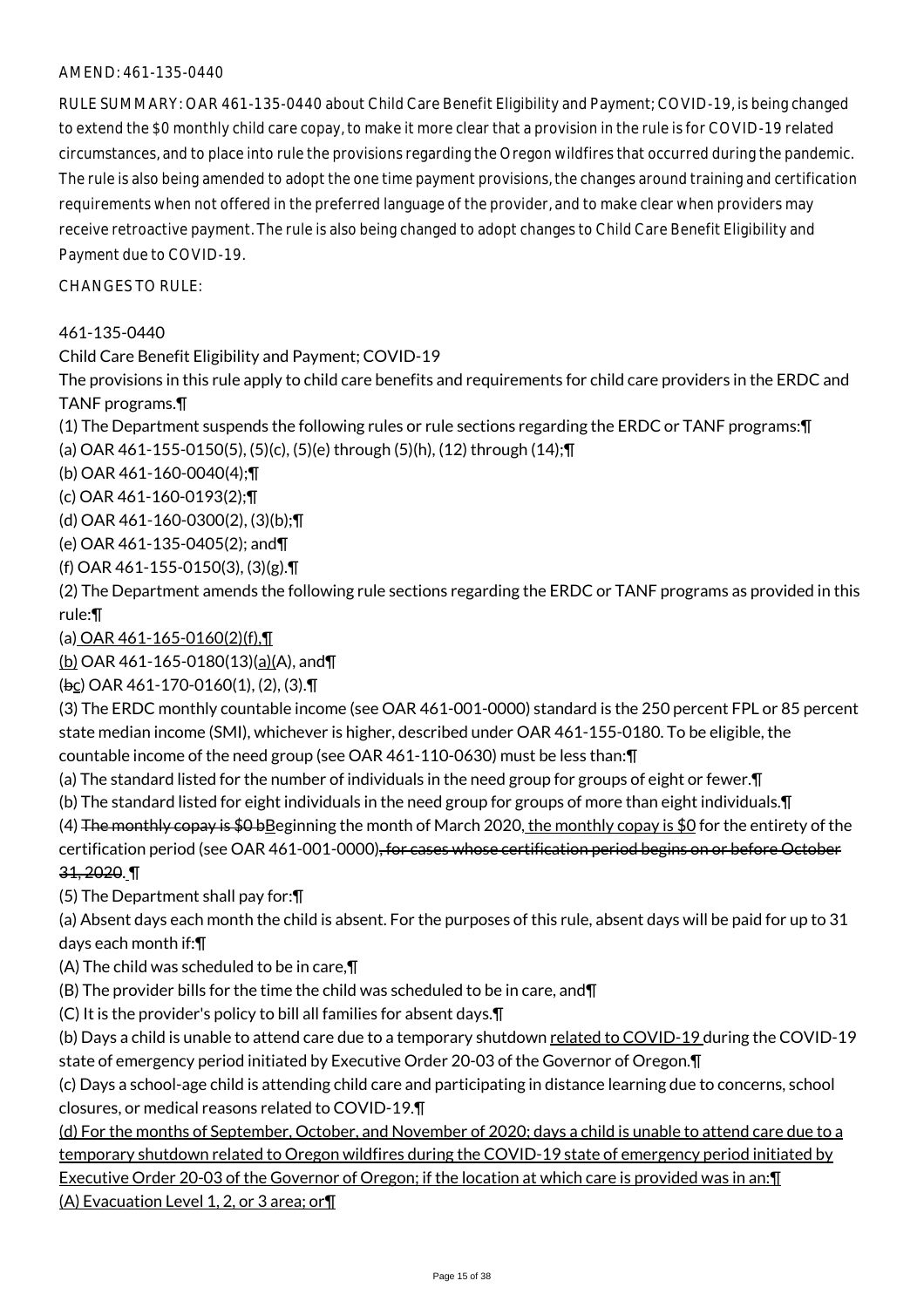AMEND: 461-135-0440

RULE SUMMARY: OAR 461-135-0440 about Child Care Benefit Eligibility and Payment; COVID-19, is being changed to extend the $0 monthly child care copay, to make it more clear that a provision in the rule is for COVID-19 related circumstances, and to place into rule the provisions regarding the Oregon wildfires that occurred during the pandemic. The rule is also being amended to adopt the one time payment provisions, the changes around training and certification requirements when not offered in the preferred language of the provider, and to make clear when providers may receive retroactive payment. The rule is also being changed to adopt changes to Child Care Benefit Eligibility and Payment due to COVID-19.

CHANGES TO RULE:

461-135-0440

Child Care Benefit Eligibility and Payment; COVID-19

The provisions in this rule apply to child care benefits and requirements for child care providers in the ERDC and TANF programs.¶

(1) The Department suspends the following rules or rule sections regarding the ERDC or TANF programs:¶

(a) OAR 461-155-0150(5), (5)(c), (5)(e) through (5)(h), (12) through (14);¶

(b) OAR 461-160-0040(4);¶

(c) OAR 461-160-0193(2);¶

(d) OAR 461-160-0300(2), (3)(b);¶

(e) OAR 461-135-0405(2); and¶

(f) OAR 461-155-0150(3), (3)(g).¶

(2) The Department amends the following rule sections regarding the ERDC or TANF programs as provided in this rule:¶

(a) OAR 461-165-0160(2)(f),¶

(b) OAR 461-165-0180(13)(a)(A), and¶

(bc) OAR 461-170-0160(1), (2), (3).¶

(3) The ERDC monthly countable income (see OAR 461-001-0000) standard is the 250 percent FPL or 85 percent state median income (SMI), whichever is higher, described under OAR 461-155-0180. To be eligible, the countable income of the need group (see OAR 461-110-0630) must be less than:¶

(a) The standard listed for the number of individuals in the need group for groups of eight or fewer.¶

(b) The standard listed for eight individuals in the need group for groups of more than eight individuals.¶

(4) The monthly copay is $0 bBeginning the month of March 2020, the monthly copay is $0 for the entirety of the certification period (see OAR 461-001-0000), for cases whose certification period begins on or before October 31, 2020. ¶

(5) The Department shall pay for:¶

(a) Absent days each month the child is absent. For the purposes of this rule, absent days will be paid for up to 31 days each month if:¶

(A) The child was scheduled to be in care,¶

(B) The provider bills for the time the child was scheduled to be in care, and¶

(C) It is the provider's policy to bill all families for absent days.¶

(b) Days a child is unable to attend care due to a temporary shutdown related to COVID-19 during the COVID-19 state of emergency period initiated by Executive Order 20-03 of the Governor of Oregon.¶

(c) Days a school-age child is attending child care and participating in distance learning due to concerns, school closures, or medical reasons related to COVID-19.¶

(d) For the months of September, October, and November of 2020; days a child is unable to attend care due to a temporary shutdown related to Oregon wildfires during the COVID-19 state of emergency period initiated by Executive Order 20-03 of the Governor of Oregon; if the location at which care is provided was in an:¶

(A) Evacuation Level 1, 2, or 3 area; or¶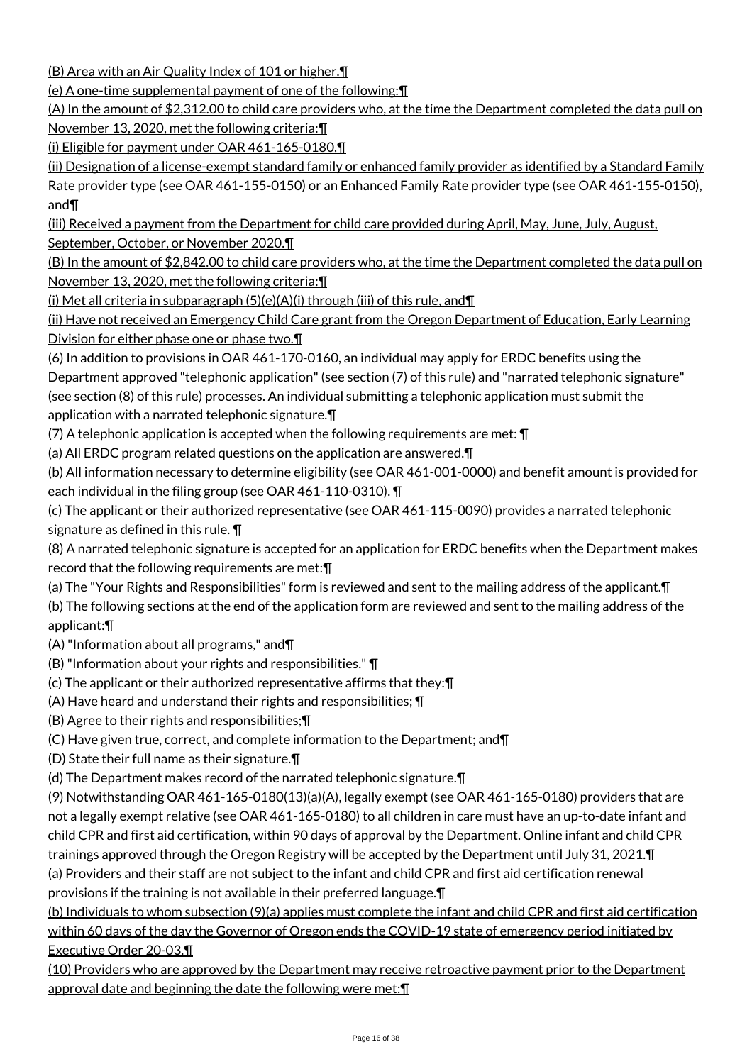(B) Area with an Air Quality Index of 101 or higher.¶

(e) A one-time supplemental payment of one of the following:¶

(A) In the amount of $2,312.00 to child care providers who, at the time the Department completed the data pull on November 13, 2020, met the following criteria:¶

(i) Eligible for payment under OAR 461-165-0180,¶

(ii) Designation of a license-exempt standard family or enhanced family provider as identified by a Standard Family Rate provider type (see OAR 461-155-0150) or an Enhanced Family Rate provider type (see OAR 461-155-0150), and¶

(iii) Received a payment from the Department for child care provided during April, May, June, July, August, September, October, or November 2020.¶

(B) In the amount of $2,842.00 to child care providers who, at the time the Department completed the data pull on November 13, 2020, met the following criteria:¶

(i) Met all criteria in subparagraph (5)(e)(A)(i) through (iii) of this rule, and¶

(ii) Have not received an Emergency Child Care grant from the Oregon Department of Education, Early Learning Division for either phase one or phase two.¶

(6) In addition to provisions in OAR 461-170-0160, an individual may apply for ERDC benefits using the Department approved "telephonic application" (see section (7) of this rule) and "narrated telephonic signature" (see section (8) of this rule) processes. An individual submitting a telephonic application must submit the application with a narrated telephonic signature.¶

(7) A telephonic application is accepted when the following requirements are met: ¶

(a) All ERDC program related questions on the application are answered.¶

(b) All information necessary to determine eligibility (see OAR 461-001-0000) and benefit amount is provided for each individual in the filing group (see OAR 461-110-0310). ¶

(c) The applicant or their authorized representative (see OAR 461-115-0090) provides a narrated telephonic signature as defined in this rule. ¶

(8) A narrated telephonic signature is accepted for an application for ERDC benefits when the Department makes record that the following requirements are met:¶

(a) The "Your Rights and Responsibilities" form is reviewed and sent to the mailing address of the applicant.¶

(b) The following sections at the end of the application form are reviewed and sent to the mailing address of the applicant:¶

(A) "Information about all programs," and¶

(B) "Information about your rights and responsibilities." ¶

(c) The applicant or their authorized representative affirms that they:¶

(A) Have heard and understand their rights and responsibilities; ¶

(B) Agree to their rights and responsibilities;¶

(C) Have given true, correct, and complete information to the Department; and¶

(D) State their full name as their signature.¶

(d) The Department makes record of the narrated telephonic signature.¶

(9) Notwithstanding OAR 461-165-0180(13)(a)(A), legally exempt (see OAR 461-165-0180) providers that are not a legally exempt relative (see OAR 461-165-0180) to all children in care must have an up-to-date infant and child CPR and first aid certification, within 90 days of approval by the Department. Online infant and child CPR trainings approved through the Oregon Registry will be accepted by the Department until July 31, 2021.¶

(a) Providers and their staff are not subject to the infant and child CPR and first aid certification renewal provisions if the training is not available in their preferred language.¶

(b) Individuals to whom subsection (9)(a) applies must complete the infant and child CPR and first aid certification within 60 days of the day the Governor of Oregon ends the COVID-19 state of emergency period initiated by Executive Order 20-03.¶

(10) Providers who are approved by the Department may receive retroactive payment prior to the Department approval date and beginning the date the following were met:¶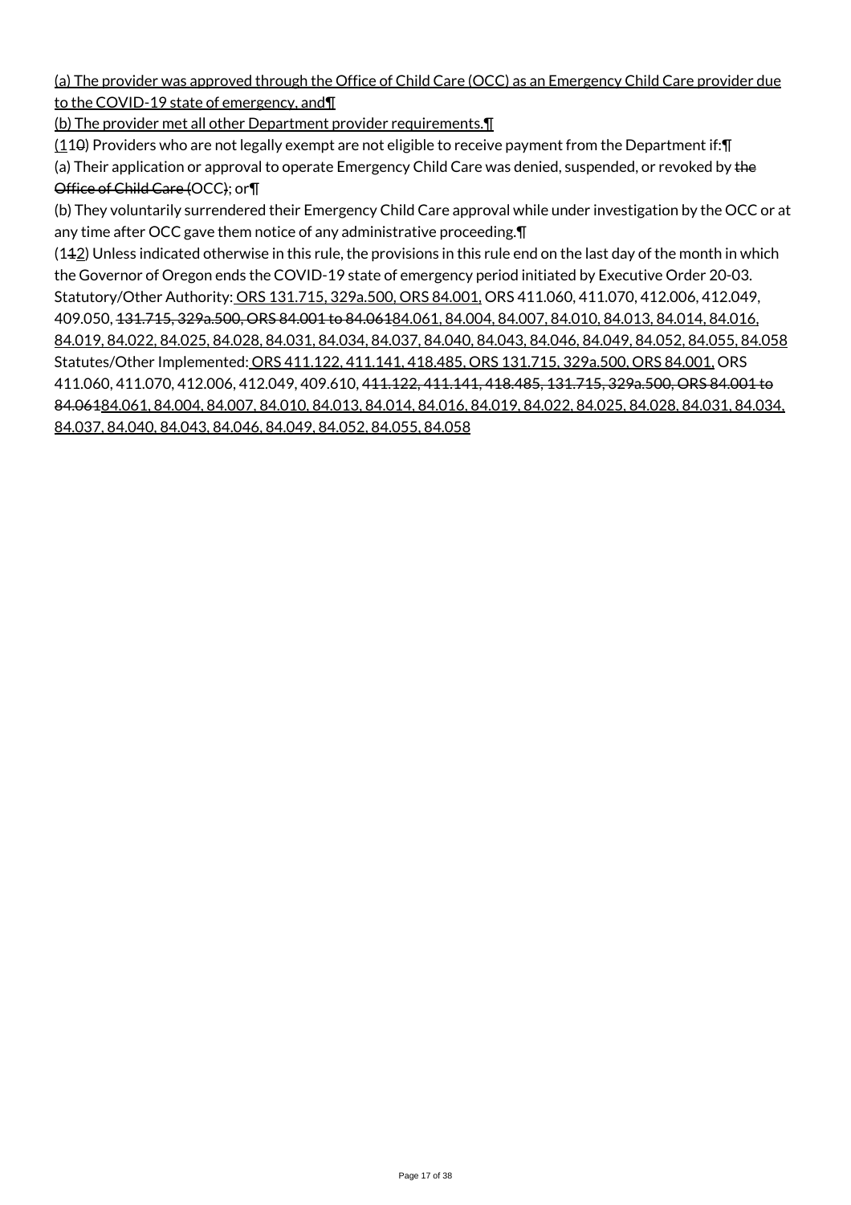(a) The provider was approved through the Office of Child Care (OCC) as an Emergency Child Care provider due to the COVID-19 state of emergency, and¶

(b) The provider met all other Department provider requirements.¶

(110) Providers who are not legally exempt are not eligible to receive payment from the Department if:¶

(a) Their application or approval to operate Emergency Child Care was denied, suspended, or revoked by the Office of Child Care (OCC); or¶

(b) They voluntarily surrendered their Emergency Child Care approval while under investigation by the OCC or at any time after OCC gave them notice of any administrative proceeding.¶

(112) Unless indicated otherwise in this rule, the provisions in this rule end on the last day of the month in which the Governor of Oregon ends the COVID-19 state of emergency period initiated by Executive Order 20-03.

Statutory/Other Authority: ORS 131.715, 329a.500, ORS 84.001, ORS 411.060, 411.070, 412.006, 412.049, 409.050, 131.715, 329a.500, ORS 84.001 to 84.06184.061, 84.004, 84.007, 84.010, 84.013, 84.014, 84.016, 84.019, 84.022, 84.025, 84.028, 84.031, 84.034, 84.037, 84.040, 84.043, 84.046, 84.049, 84.052, 84.055, 84.058

Statutes/Other Implemented: ORS 411.122, 411.141, 418.485, ORS 131.715, 329a.500, ORS 84.001, ORS 411.060, 411.070, 412.006, 412.049, 409.610, 411.122, 411.141, 418.485, 131.715, 329a.500, ORS 84.001 to 84.06184.061, 84.004, 84.007, 84.010, 84.013, 84.014, 84.016, 84.019, 84.022, 84.025, 84.028, 84.031, 84.034, 84.037, 84.040, 84.043, 84.046, 84.049, 84.052, 84.055, 84.058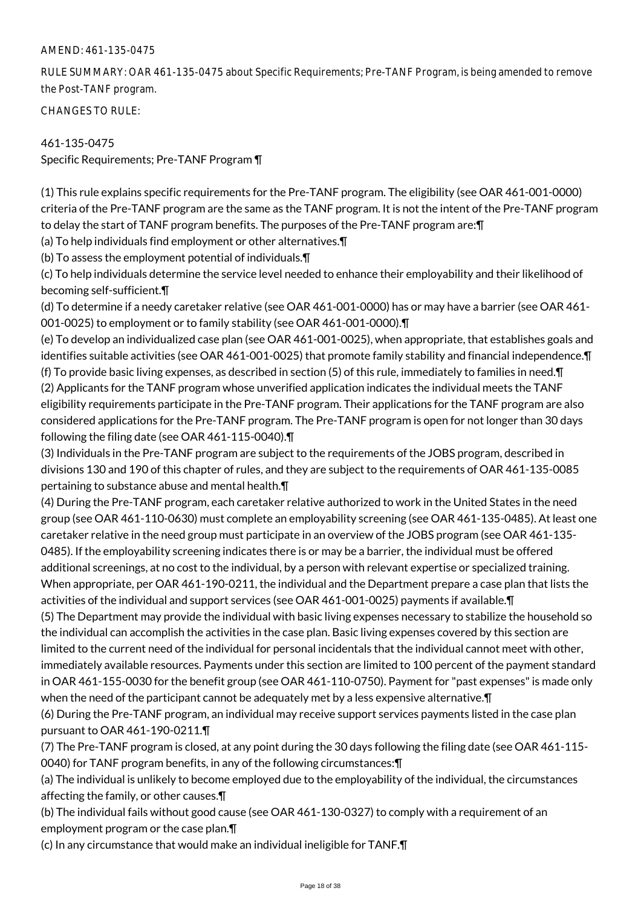AMEND: 461-135-0475

RULE SUMMARY: OAR 461-135-0475 about Specific Requirements; Pre-TANF Program, is being amended to remove the Post-TANF program.

CHANGES TO RULE:

461-135-0475
Specific Requirements; Pre-TANF Program ¶

(1) This rule explains specific requirements for the Pre-TANF program. The eligibility (see OAR 461-001-0000) criteria of the Pre-TANF program are the same as the TANF program. It is not the intent of the Pre-TANF program to delay the start of TANF program benefits. The purposes of the Pre-TANF program are:¶
(a) To help individuals find employment or other alternatives.¶
(b) To assess the employment potential of individuals.¶
(c) To help individuals determine the service level needed to enhance their employability and their likelihood of becoming self-sufficient.¶
(d) To determine if a needy caretaker relative (see OAR 461-001-0000) has or may have a barrier (see OAR 461-001-0025) to employment or to family stability (see OAR 461-001-0000).¶
(e) To develop an individualized case plan (see OAR 461-001-0025), when appropriate, that establishes goals and identifies suitable activities (see OAR 461-001-0025) that promote family stability and financial independence.¶
(f) To provide basic living expenses, as described in section (5) of this rule, immediately to families in need.¶
(2) Applicants for the TANF program whose unverified application indicates the individual meets the TANF eligibility requirements participate in the Pre-TANF program. Their applications for the TANF program are also considered applications for the Pre-TANF program. The Pre-TANF program is open for not longer than 30 days following the filing date (see OAR 461-115-0040).¶
(3) Individuals in the Pre-TANF program are subject to the requirements of the JOBS program, described in divisions 130 and 190 of this chapter of rules, and they are subject to the requirements of OAR 461-135-0085 pertaining to substance abuse and mental health.¶
(4) During the Pre-TANF program, each caretaker relative authorized to work in the United States in the need group (see OAR 461-110-0630) must complete an employability screening (see OAR 461-135-0485). At least one caretaker relative in the need group must participate in an overview of the JOBS program (see OAR 461-135-0485). If the employability screening indicates there is or may be a barrier, the individual must be offered additional screenings, at no cost to the individual, by a person with relevant expertise or specialized training. When appropriate, per OAR 461-190-0211, the individual and the Department prepare a case plan that lists the activities of the individual and support services (see OAR 461-001-0025) payments if available.¶
(5) The Department may provide the individual with basic living expenses necessary to stabilize the household so the individual can accomplish the activities in the case plan. Basic living expenses covered by this section are limited to the current need of the individual for personal incidentals that the individual cannot meet with other, immediately available resources. Payments under this section are limited to 100 percent of the payment standard in OAR 461-155-0030 for the benefit group (see OAR 461-110-0750). Payment for "past expenses" is made only when the need of the participant cannot be adequately met by a less expensive alternative.¶
(6) During the Pre-TANF program, an individual may receive support services payments listed in the case plan pursuant to OAR 461-190-0211.¶
(7) The Pre-TANF program is closed, at any point during the 30 days following the filing date (see OAR 461-115-0040) for TANF program benefits, in any of the following circumstances:¶
(a) The individual is unlikely to become employed due to the employability of the individual, the circumstances affecting the family, or other causes.¶
(b) The individual fails without good cause (see OAR 461-130-0327) to comply with a requirement of an employment program or the case plan.¶
(c) In any circumstance that would make an individual ineligible for TANF.¶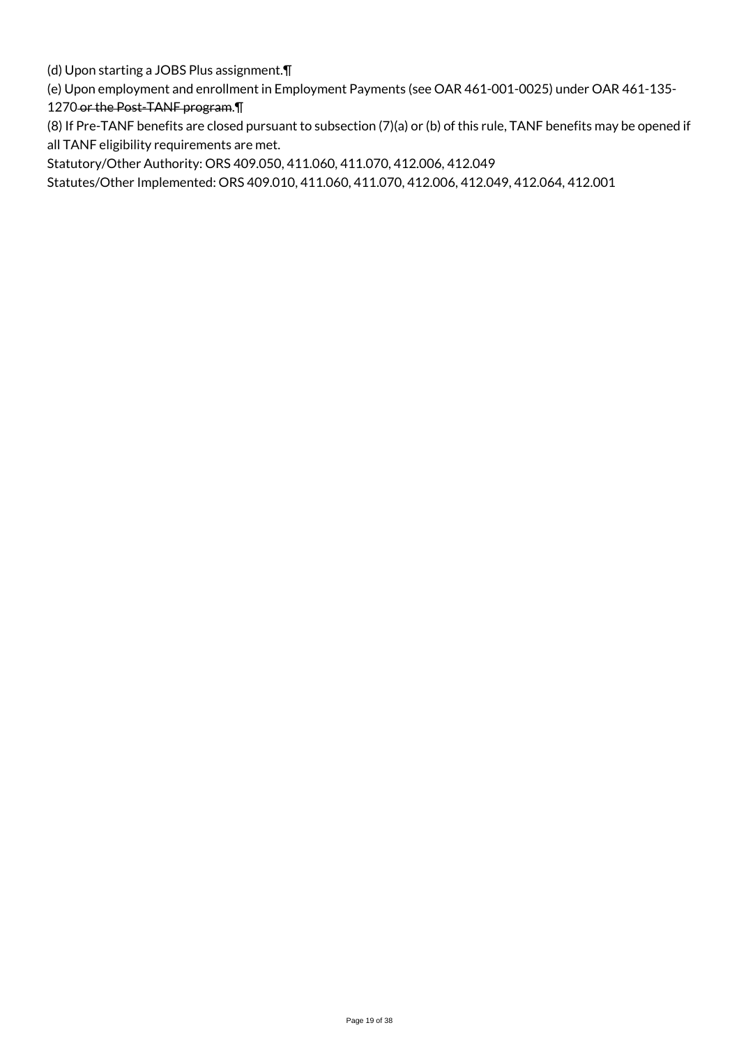(d) Upon starting a JOBS Plus assignment.¶

(e) Upon employment and enrollment in Employment Payments (see OAR 461-001-0025) under OAR 461-135-1270~~ or the Post-TANF program~~.¶

(8) If Pre-TANF benefits are closed pursuant to subsection (7)(a) or (b) of this rule, TANF benefits may be opened if all TANF eligibility requirements are met.

Statutory/Other Authority: ORS 409.050, 411.060, 411.070, 412.006, 412.049

Statutes/Other Implemented: ORS 409.010, 411.060, 411.070, 412.006, 412.049, 412.064, 412.001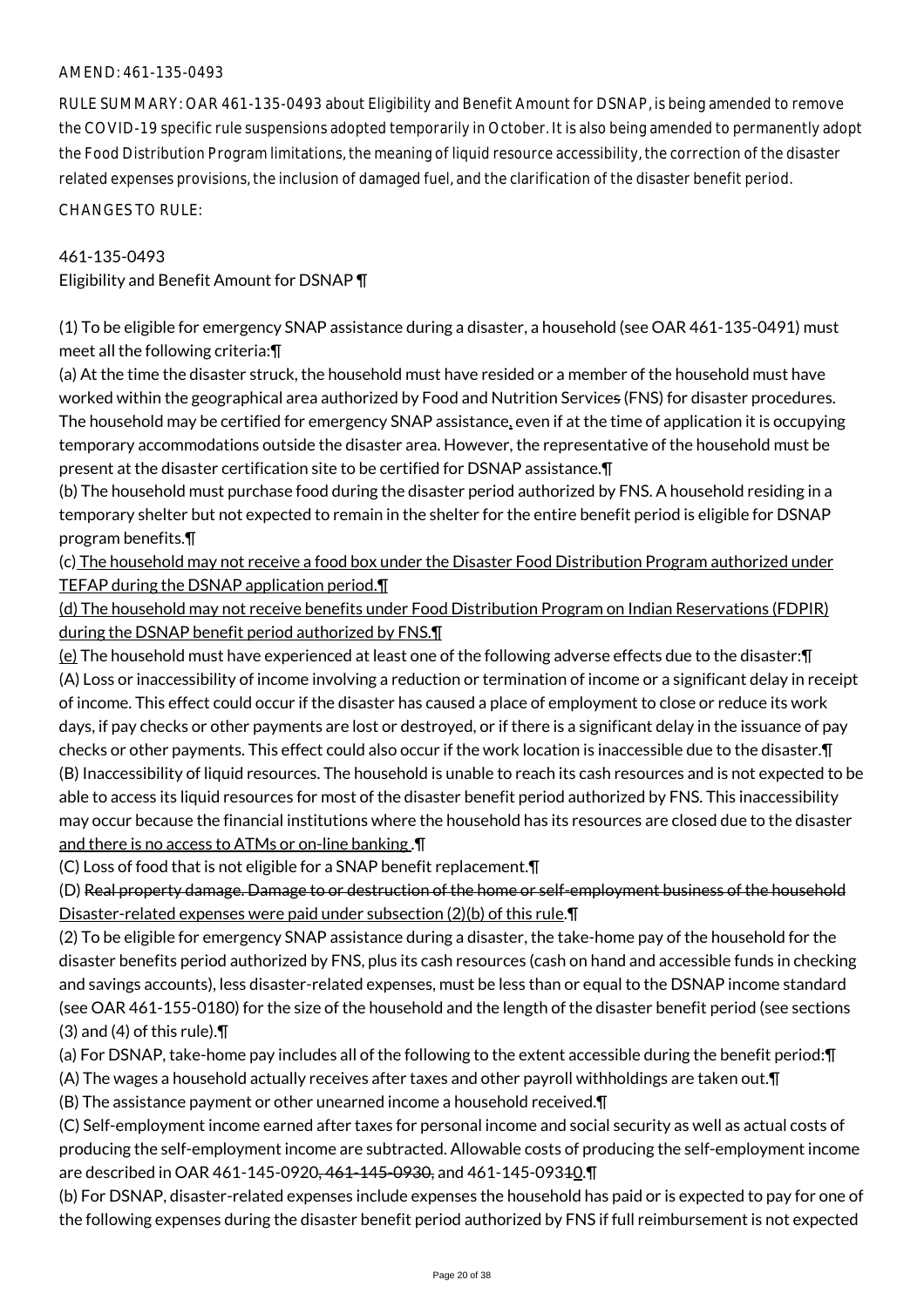AMEND: 461-135-0493

RULE SUMMARY: OAR 461-135-0493 about Eligibility and Benefit Amount for DSNAP, is being amended to remove the COVID-19 specific rule suspensions adopted temporarily in October. It is also being amended to permanently adopt the Food Distribution Program limitations, the meaning of liquid resource accessibility, the correction of the disaster related expenses provisions, the inclusion of damaged fuel, and the clarification of the disaster benefit period.

CHANGES TO RULE:

461-135-0493
Eligibility and Benefit Amount for DSNAP ¶

(1) To be eligible for emergency SNAP assistance during a disaster, a household (see OAR 461-135-0491) must meet all the following criteria:¶
(a) At the time the disaster struck, the household must have resided or a member of the household must have worked within the geographical area authorized by Food and Nutrition Services (FNS) for disaster procedures. The household may be certified for emergency SNAP assistance, even if at the time of application it is occupying temporary accommodations outside the disaster area. However, the representative of the household must be present at the disaster certification site to be certified for DSNAP assistance.¶
(b) The household must purchase food during the disaster period authorized by FNS. A household residing in a temporary shelter but not expected to remain in the shelter for the entire benefit period is eligible for DSNAP program benefits.¶
(c) The household may not receive a food box under the Disaster Food Distribution Program authorized under TEFAP during the DSNAP application period.¶
(d) The household may not receive benefits under Food Distribution Program on Indian Reservations (FDPIR) during the DSNAP benefit period authorized by FNS.¶
(e) The household must have experienced at least one of the following adverse effects due to the disaster:¶
(A) Loss or inaccessibility of income involving a reduction or termination of income or a significant delay in receipt of income. This effect could occur if the disaster has caused a place of employment to close or reduce its work days, if pay checks or other payments are lost or destroyed, or if there is a significant delay in the issuance of pay checks or other payments. This effect could also occur if the work location is inaccessible due to the disaster.¶
(B) Inaccessibility of liquid resources. The household is unable to reach its cash resources and is not expected to be able to access its liquid resources for most of the disaster benefit period authorized by FNS. This inaccessibility may occur because the financial institutions where the household has its resources are closed due to the disaster and there is no access to ATMs or on-line banking .¶
(C) Loss of food that is not eligible for a SNAP benefit replacement.¶
(D) ~~Real property damage. Damage to or destruction of the home or self-employment business of the household~~ Disaster-related expenses were paid under subsection (2)(b) of this rule.¶
(2) To be eligible for emergency SNAP assistance during a disaster, the take-home pay of the household for the disaster benefits period authorized by FNS, plus its cash resources (cash on hand and accessible funds in checking and savings accounts), less disaster-related expenses, must be less than or equal to the DSNAP income standard (see OAR 461-155-0180) for the size of the household and the length of the disaster benefit period (see sections (3) and (4) of this rule).¶
(a) For DSNAP, take-home pay includes all of the following to the extent accessible during the benefit period:¶
(A) The wages a household actually receives after taxes and other payroll withholdings are taken out.¶
(B) The assistance payment or other unearned income a household received.¶
(C) Self-employment income earned after taxes for personal income and social security as well as actual costs of producing the self-employment income are subtracted. Allowable costs of producing the self-employment income are described in OAR 461-145-0920, ~~461-145-0930,~~ and 461-145-093~~1~~0.¶
(b) For DSNAP, disaster-related expenses include expenses the household has paid or is expected to pay for one of the following expenses during the disaster benefit period authorized by FNS if full reimbursement is not expected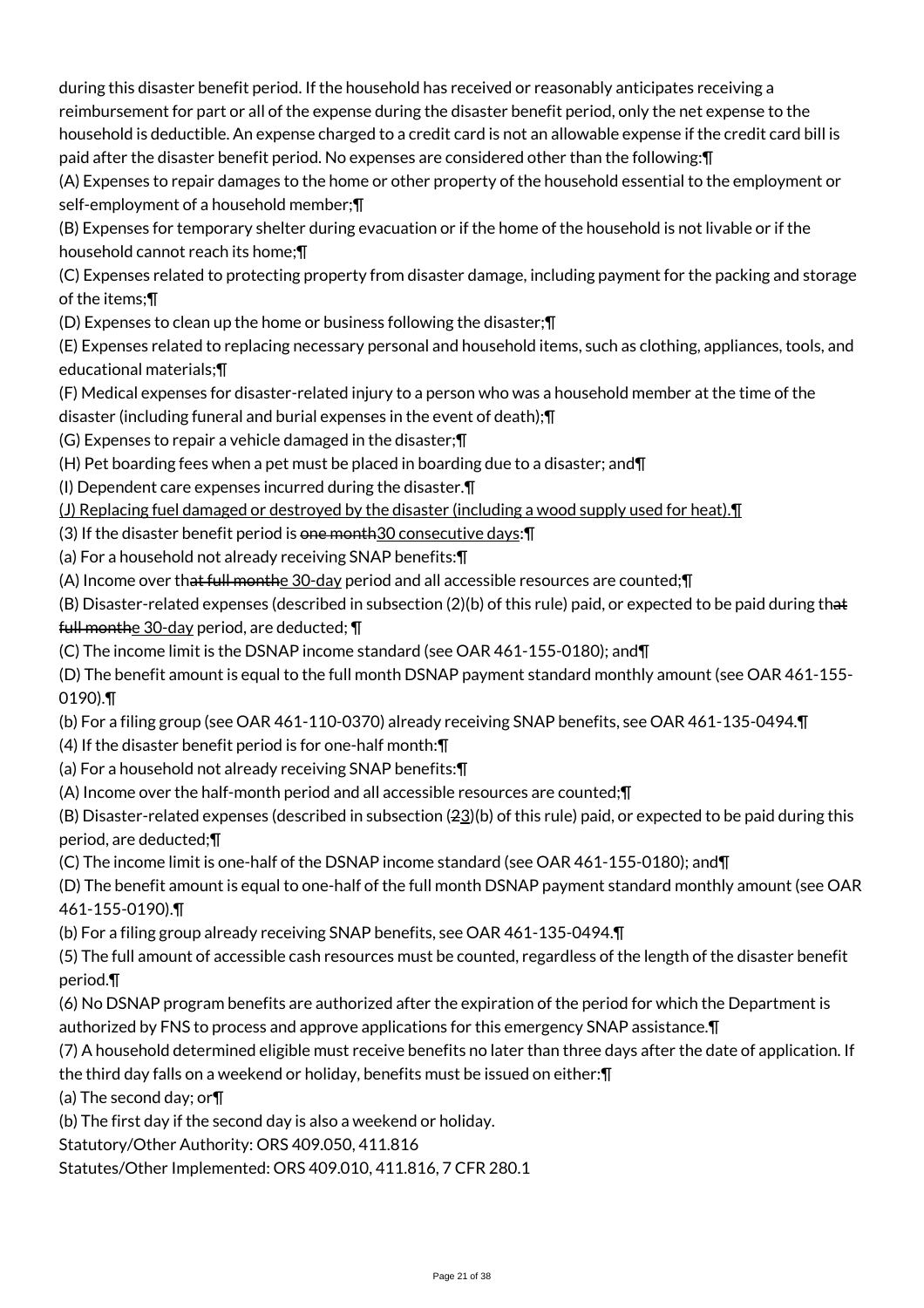during this disaster benefit period. If the household has received or reasonably anticipates receiving a reimbursement for part or all of the expense during the disaster benefit period, only the net expense to the household is deductible. An expense charged to a credit card is not an allowable expense if the credit card bill is paid after the disaster benefit period. No expenses are considered other than the following:¶

(A) Expenses to repair damages to the home or other property of the household essential to the employment or self-employment of a household member;¶

(B) Expenses for temporary shelter during evacuation or if the home of the household is not livable or if the household cannot reach its home;¶

(C) Expenses related to protecting property from disaster damage, including payment for the packing and storage of the items;¶

(D) Expenses to clean up the home or business following the disaster;¶

(E) Expenses related to replacing necessary personal and household items, such as clothing, appliances, tools, and educational materials;¶

(F) Medical expenses for disaster-related injury to a person who was a household member at the time of the disaster (including funeral and burial expenses in the event of death);¶

(G) Expenses to repair a vehicle damaged in the disaster;¶

(H) Pet boarding fees when a pet must be placed in boarding due to a disaster; and¶

(I) Dependent care expenses incurred during the disaster.¶

<u>(J) Replacing fuel damaged or destroyed by the disaster (including a wood supply used for heat).¶</u>

(3) If the disaster benefit period is ~~one month~~<u>30 consecutive days</u>:¶

(a) For a household not already receiving SNAP benefits:¶

(A) Income over th~~at full month~~<u>e 30-day</u> period and all accessible resources are counted;¶

(B) Disaster-related expenses (described in subsection (2)(b) of this rule) paid, or expected to be paid during th~~at full month~~<u>e 30-day</u> period, are deducted; ¶

(C) The income limit is the DSNAP income standard (see OAR 461-155-0180); and¶

(D) The benefit amount is equal to the full month DSNAP payment standard monthly amount (see OAR 461-155-0190).¶

(b) For a filing group (see OAR 461-110-0370) already receiving SNAP benefits, see OAR 461-135-0494.¶

(4) If the disaster benefit period is for one-half month:¶

(a) For a household not already receiving SNAP benefits:¶

(A) Income over the half-month period and all accessible resources are counted;¶

(B) Disaster-related expenses (described in subsection (~~2~~<u>3</u>)(b) of this rule) paid, or expected to be paid during this period, are deducted;¶

(C) The income limit is one-half of the DSNAP income standard (see OAR 461-155-0180); and¶

(D) The benefit amount is equal to one-half of the full month DSNAP payment standard monthly amount (see OAR 461-155-0190).¶

(b) For a filing group already receiving SNAP benefits, see OAR 461-135-0494.¶

(5) The full amount of accessible cash resources must be counted, regardless of the length of the disaster benefit period.¶

(6) No DSNAP program benefits are authorized after the expiration of the period for which the Department is authorized by FNS to process and approve applications for this emergency SNAP assistance.¶

(7) A household determined eligible must receive benefits no later than three days after the date of application. If the third day falls on a weekend or holiday, benefits must be issued on either:¶

(a) The second day; or¶

(b) The first day if the second day is also a weekend or holiday.

Statutory/Other Authority: ORS 409.050, 411.816

Statutes/Other Implemented: ORS 409.010, 411.816, 7 CFR 280.1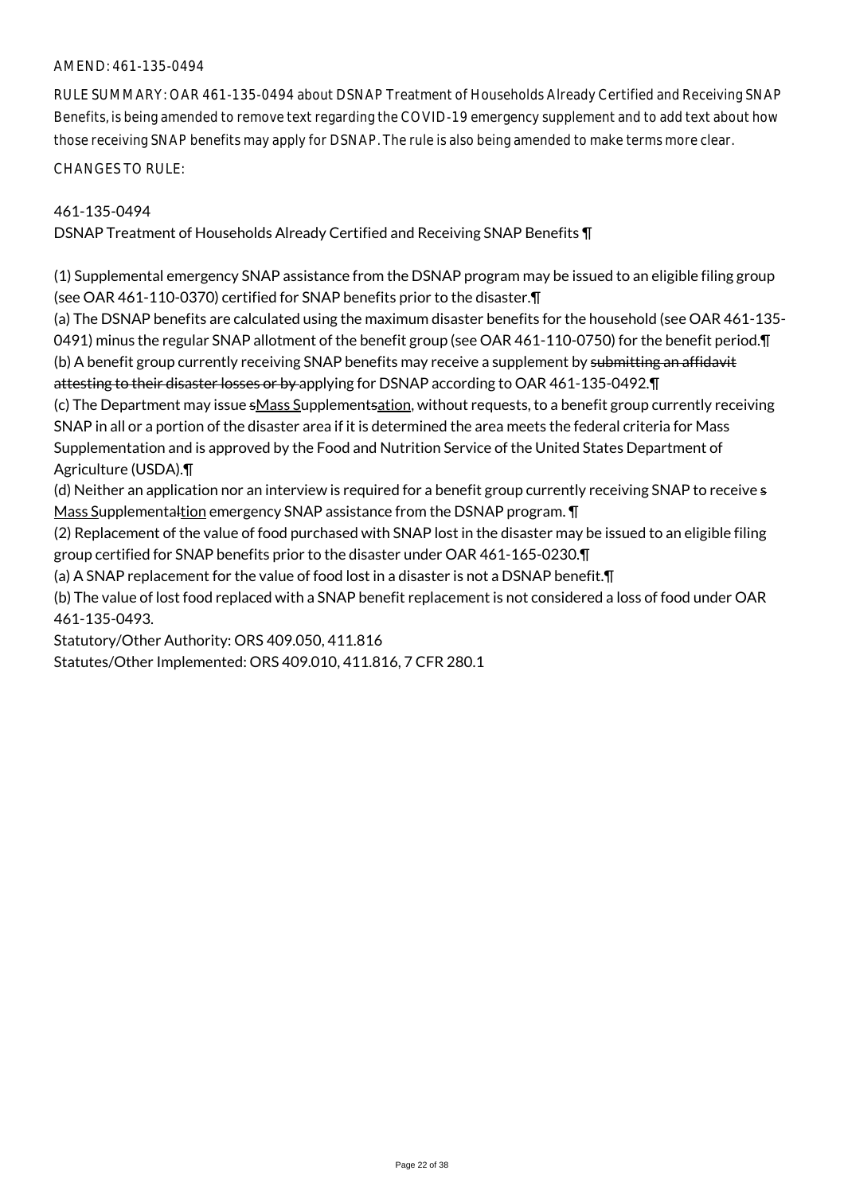AMEND: 461-135-0494

RULE SUMMARY: OAR 461-135-0494 about DSNAP Treatment of Households Already Certified and Receiving SNAP Benefits, is being amended to remove text regarding the COVID-19 emergency supplement and to add text about how those receiving SNAP benefits may apply for DSNAP. The rule is also being amended to make terms more clear.

CHANGES TO RULE:

461-135-0494
DSNAP Treatment of Households Already Certified and Receiving SNAP Benefits ¶

(1) Supplemental emergency SNAP assistance from the DSNAP program may be issued to an eligible filing group (see OAR 461-110-0370) certified for SNAP benefits prior to the disaster.¶
(a) The DSNAP benefits are calculated using the maximum disaster benefits for the household (see OAR 461-135-0491) minus the regular SNAP allotment of the benefit group (see OAR 461-110-0750) for the benefit period.¶
(b) A benefit group currently receiving SNAP benefits may receive a supplement by ~~submitting an affidavit attesting to their disaster losses or by~~ applying for DSNAP according to OAR 461-135-0492.¶
(c) The Department may issue ~~s~~Mass Supplement~~s~~ation, without requests, to a benefit group currently receiving SNAP in all or a portion of the disaster area if it is determined the area meets the federal criteria for Mass Supplementation and is approved by the Food and Nutrition Service of the United States Department of Agriculture (USDA).¶
(d) Neither an application nor an interview is required for a benefit group currently receiving SNAP to receive ~~s~~ Mass Supplementa~~l~~tion emergency SNAP assistance from the DSNAP program. ¶
(2) Replacement of the value of food purchased with SNAP lost in the disaster may be issued to an eligible filing group certified for SNAP benefits prior to the disaster under OAR 461-165-0230.¶
(a) A SNAP replacement for the value of food lost in a disaster is not a DSNAP benefit.¶
(b) The value of lost food replaced with a SNAP benefit replacement is not considered a loss of food under OAR 461-135-0493.

Statutory/Other Authority: ORS 409.050, 411.816
Statutes/Other Implemented: ORS 409.010, 411.816, 7 CFR 280.1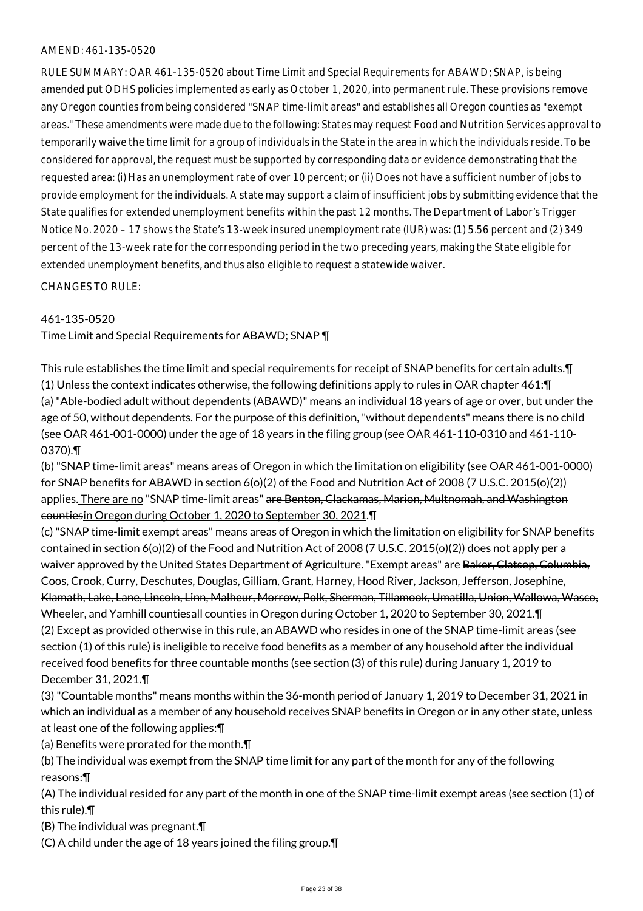AMEND: 461-135-0520

RULE SUMMARY: OAR 461-135-0520 about Time Limit and Special Requirements for ABAWD; SNAP, is being amended put ODHS policies implemented as early as October 1, 2020, into permanent rule. These provisions remove any Oregon counties from being considered "SNAP time-limit areas" and establishes all Oregon counties as "exempt areas." These amendments were made due to the following: States may request Food and Nutrition Services approval to temporarily waive the time limit for a group of individuals in the State in the area in which the individuals reside. To be considered for approval, the request must be supported by corresponding data or evidence demonstrating that the requested area: (i) Has an unemployment rate of over 10 percent; or (ii) Does not have a sufficient number of jobs to provide employment for the individuals. A state may support a claim of insufficient jobs by submitting evidence that the State qualifies for extended unemployment benefits within the past 12 months. The Department of Labor's Trigger Notice No. 2020 – 17 shows the State's 13-week insured unemployment rate (IUR) was: (1) 5.56 percent and (2) 349 percent of the 13-week rate for the corresponding period in the two preceding years, making the State eligible for extended unemployment benefits, and thus also eligible to request a statewide waiver.

CHANGES TO RULE:

461-135-0520

Time Limit and Special Requirements for ABAWD; SNAP ¶

This rule establishes the time limit and special requirements for receipt of SNAP benefits for certain adults.¶
(1) Unless the context indicates otherwise, the following definitions apply to rules in OAR chapter 461:¶
(a) "Able-bodied adult without dependents (ABAWD)" means an individual 18 years of age or over, but under the age of 50, without dependents. For the purpose of this definition, "without dependents" means there is no child (see OAR 461-001-0000) under the age of 18 years in the filing group (see OAR 461-110-0310 and 461-110-0370).¶
(b) "SNAP time-limit areas" means areas of Oregon in which the limitation on eligibility (see OAR 461-001-0000) for SNAP benefits for ABAWD in section 6(o)(2) of the Food and Nutrition Act of 2008 (7 U.S.C. 2015(o)(2)) applies. There are no "SNAP time-limit areas" ~~are Benton, Clackamas, Marion, Multnomah, and Washington counties~~in Oregon during October 1, 2020 to September 30, 2021.¶
(c) "SNAP time-limit exempt areas" means areas of Oregon in which the limitation on eligibility for SNAP benefits contained in section 6(o)(2) of the Food and Nutrition Act of 2008 (7 U.S.C. 2015(o)(2)) does not apply per a waiver approved by the United States Department of Agriculture. "Exempt areas" are ~~Baker, Clatsop, Columbia, Coos, Crook, Curry, Deschutes, Douglas, Gilliam, Grant, Harney, Hood River, Jackson, Jefferson, Josephine, Klamath, Lake, Lane, Lincoln, Linn, Malheur, Morrow, Polk, Sherman, Tillamook, Umatilla, Union, Wallowa, Wasco, Wheeler, and Yamhill counties~~all counties in Oregon during October 1, 2020 to September 30, 2021.¶
(2) Except as provided otherwise in this rule, an ABAWD who resides in one of the SNAP time-limit areas (see section (1) of this rule) is ineligible to receive food benefits as a member of any household after the individual received food benefits for three countable months (see section (3) of this rule) during January 1, 2019 to December 31, 2021.¶
(3) "Countable months" means months within the 36-month period of January 1, 2019 to December 31, 2021 in which an individual as a member of any household receives SNAP benefits in Oregon or in any other state, unless at least one of the following applies:¶
(a) Benefits were prorated for the month.¶
(b) The individual was exempt from the SNAP time limit for any part of the month for any of the following reasons:¶
(A) The individual resided for any part of the month in one of the SNAP time-limit exempt areas (see section (1) of this rule).¶
(B) The individual was pregnant.¶
(C) A child under the age of 18 years joined the filing group.¶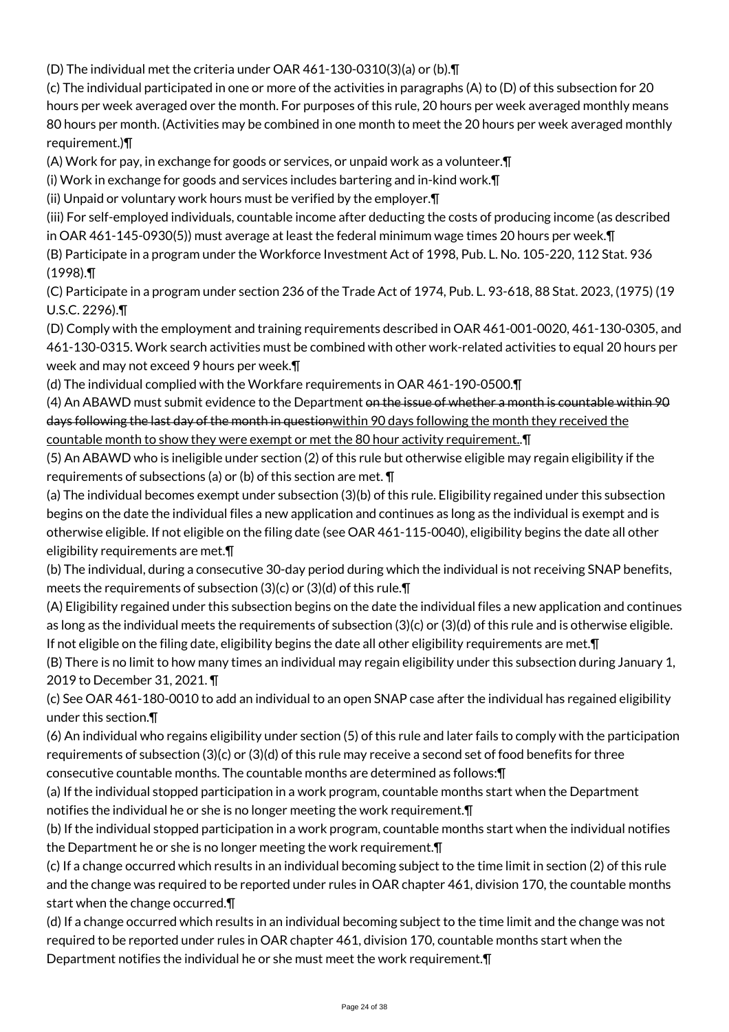(D) The individual met the criteria under OAR 461-130-0310(3)(a) or (b).¶

(c) The individual participated in one or more of the activities in paragraphs (A) to (D) of this subsection for 20 hours per week averaged over the month. For purposes of this rule, 20 hours per week averaged monthly means 80 hours per month. (Activities may be combined in one month to meet the 20 hours per week averaged monthly requirement.)¶

(A) Work for pay, in exchange for goods or services, or unpaid work as a volunteer.¶

(i) Work in exchange for goods and services includes bartering and in-kind work.¶

(ii) Unpaid or voluntary work hours must be verified by the employer.¶

(iii) For self-employed individuals, countable income after deducting the costs of producing income (as described in OAR 461-145-0930(5)) must average at least the federal minimum wage times 20 hours per week.¶

(B) Participate in a program under the Workforce Investment Act of 1998, Pub. L. No. 105-220, 112 Stat. 936 (1998).¶

(C) Participate in a program under section 236 of the Trade Act of 1974, Pub. L. 93-618, 88 Stat. 2023, (1975) (19 U.S.C. 2296).¶

(D) Comply with the employment and training requirements described in OAR 461-001-0020, 461-130-0305, and 461-130-0315. Work search activities must be combined with other work-related activities to equal 20 hours per week and may not exceed 9 hours per week.¶

(d) The individual complied with the Workfare requirements in OAR 461-190-0500.¶

(4) An ABAWD must submit evidence to the Department ~~on the issue of whether a month is countable within 90 days following the last day of the month in question~~within 90 days following the month they received the countable month to show they were exempt or met the 80 hour activity requirement..¶

(5) An ABAWD who is ineligible under section (2) of this rule but otherwise eligible may regain eligibility if the requirements of subsections (a) or (b) of this section are met. ¶

(a) The individual becomes exempt under subsection (3)(b) of this rule. Eligibility regained under this subsection begins on the date the individual files a new application and continues as long as the individual is exempt and is otherwise eligible. If not eligible on the filing date (see OAR 461-115-0040), eligibility begins the date all other eligibility requirements are met.¶

(b) The individual, during a consecutive 30-day period during which the individual is not receiving SNAP benefits, meets the requirements of subsection (3)(c) or (3)(d) of this rule.¶

(A) Eligibility regained under this subsection begins on the date the individual files a new application and continues as long as the individual meets the requirements of subsection (3)(c) or (3)(d) of this rule and is otherwise eligible. If not eligible on the filing date, eligibility begins the date all other eligibility requirements are met.¶

(B) There is no limit to how many times an individual may regain eligibility under this subsection during January 1, 2019 to December 31, 2021. ¶

(c) See OAR 461-180-0010 to add an individual to an open SNAP case after the individual has regained eligibility under this section.¶

(6) An individual who regains eligibility under section (5) of this rule and later fails to comply with the participation requirements of subsection (3)(c) or (3)(d) of this rule may receive a second set of food benefits for three consecutive countable months. The countable months are determined as follows:¶

(a) If the individual stopped participation in a work program, countable months start when the Department notifies the individual he or she is no longer meeting the work requirement.¶

(b) If the individual stopped participation in a work program, countable months start when the individual notifies the Department he or she is no longer meeting the work requirement.¶

(c) If a change occurred which results in an individual becoming subject to the time limit in section (2) of this rule and the change was required to be reported under rules in OAR chapter 461, division 170, the countable months start when the change occurred.¶

(d) If a change occurred which results in an individual becoming subject to the time limit and the change was not required to be reported under rules in OAR chapter 461, division 170, countable months start when the Department notifies the individual he or she must meet the work requirement.¶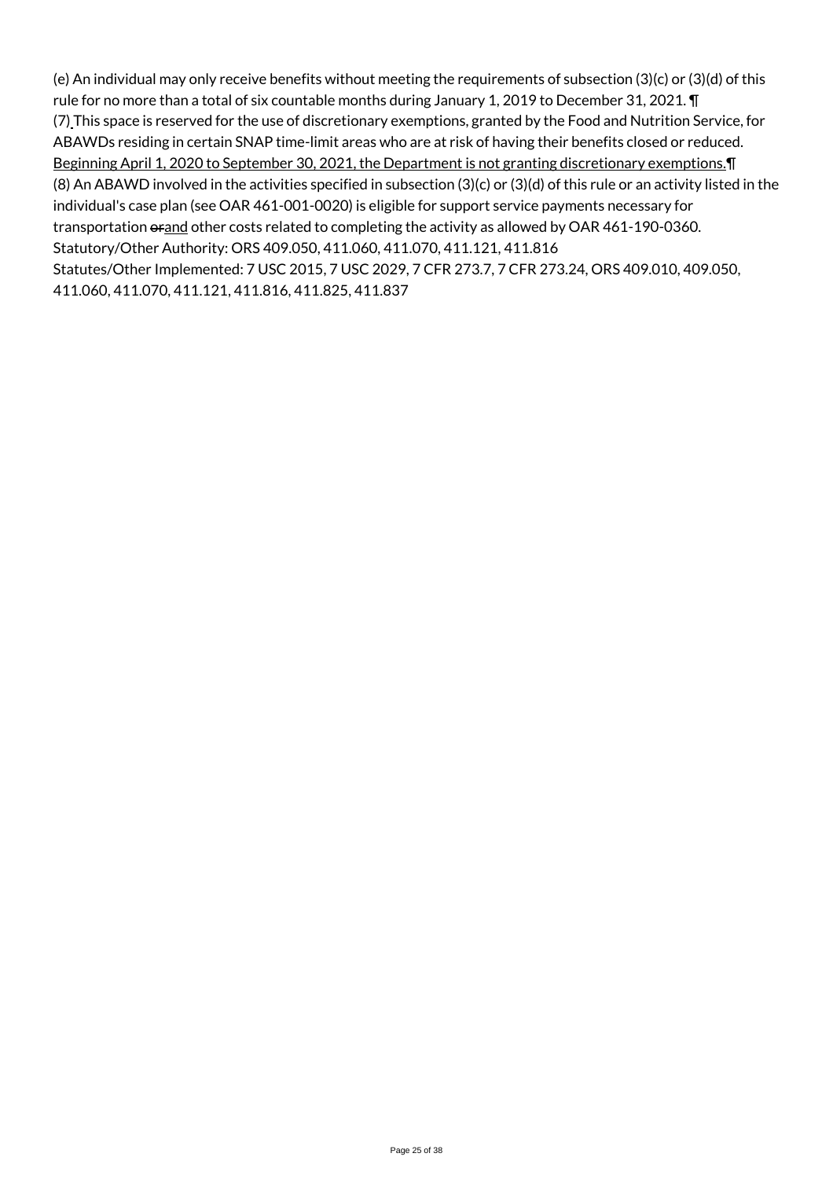(e) An individual may only receive benefits without meeting the requirements of subsection (3)(c) or (3)(d) of this rule for no more than a total of six countable months during January 1, 2019 to December 31, 2021. ¶
(7) This space is reserved for the use of discretionary exemptions, granted by the Food and Nutrition Service, for ABAWDs residing in certain SNAP time-limit areas who are at risk of having their benefits closed or reduced. Beginning April 1, 2020 to September 30, 2021, the Department is not granting discretionary exemptions.¶
(8) An ABAWD involved in the activities specified in subsection (3)(c) or (3)(d) of this rule or an activity listed in the individual's case plan (see OAR 461-001-0020) is eligible for support service payments necessary for transportation ~~or~~and other costs related to completing the activity as allowed by OAR 461-190-0360.
Statutory/Other Authority: ORS 409.050, 411.060, 411.070, 411.121, 411.816
Statutes/Other Implemented: 7 USC 2015, 7 USC 2029, 7 CFR 273.7, 7 CFR 273.24, ORS 409.010, 409.050, 411.060, 411.070, 411.121, 411.816, 411.825, 411.837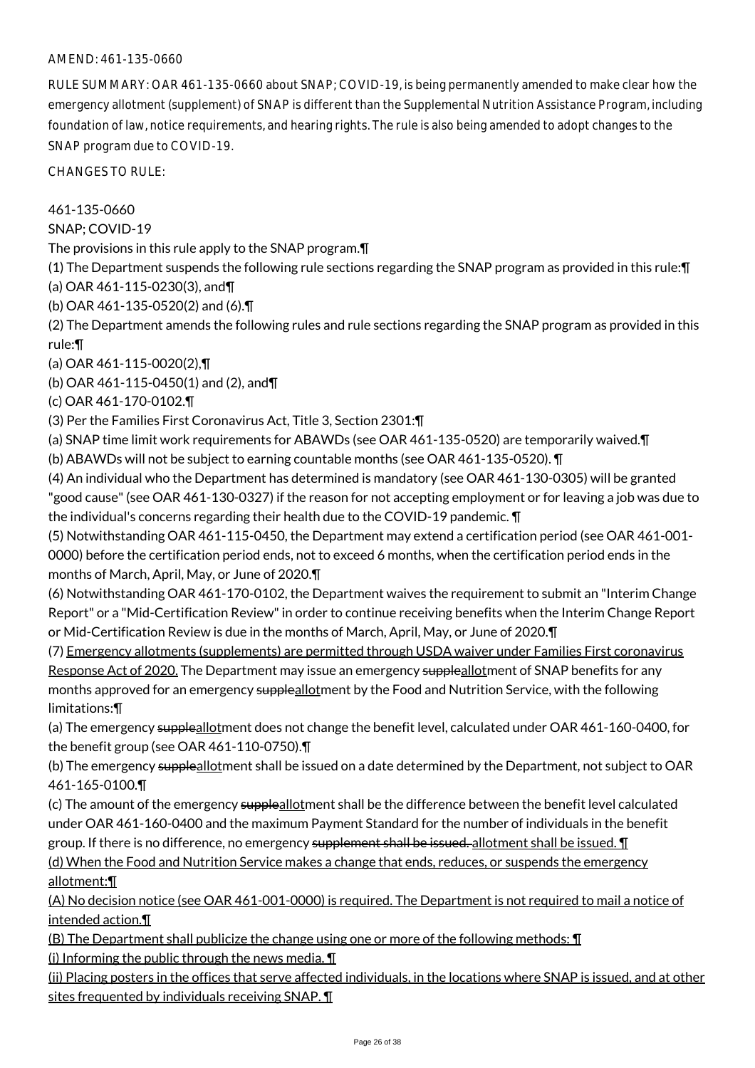AMEND: 461-135-0660

RULE SUMMARY: OAR 461-135-0660 about SNAP; COVID-19, is being permanently amended to make clear how the emergency allotment (supplement) of SNAP is different than the Supplemental Nutrition Assistance Program, including foundation of law, notice requirements, and hearing rights. The rule is also being amended to adopt changes to the SNAP program due to COVID-19.

CHANGES TO RULE:

461-135-0660
SNAP; COVID-19
The provisions in this rule apply to the SNAP program.¶
(1) The Department suspends the following rule sections regarding the SNAP program as provided in this rule:¶
(a) OAR 461-115-0230(3), and¶
(b) OAR 461-135-0520(2) and (6).¶
(2) The Department amends the following rules and rule sections regarding the SNAP program as provided in this rule:¶
(a) OAR 461-115-0020(2),¶
(b) OAR 461-115-0450(1) and (2), and¶
(c) OAR 461-170-0102.¶
(3) Per the Families First Coronavirus Act, Title 3, Section 2301:¶
(a) SNAP time limit work requirements for ABAWDs (see OAR 461-135-0520) are temporarily waived.¶
(b) ABAWDs will not be subject to earning countable months (see OAR 461-135-0520). ¶
(4) An individual who the Department has determined is mandatory (see OAR 461-130-0305) will be granted "good cause" (see OAR 461-130-0327) if the reason for not accepting employment or for leaving a job was due to the individual's concerns regarding their health due to the COVID-19 pandemic. ¶
(5) Notwithstanding OAR 461-115-0450, the Department may extend a certification period (see OAR 461-001-0000) before the certification period ends, not to exceed 6 months, when the certification period ends in the months of March, April, May, or June of 2020.¶
(6) Notwithstanding OAR 461-170-0102, the Department waives the requirement to submit an "Interim Change Report" or a "Mid-Certification Review" in order to continue receiving benefits when the Interim Change Report or Mid-Certification Review is due in the months of March, April, May, or June of 2020.¶
(7) Emergency allotments (supplements) are permitted through USDA waiver under Families First coronavirus Response Act of 2020. The Department may issue an emergency ~~supple~~allotment of SNAP benefits for any months approved for an emergency ~~supple~~allotment by the Food and Nutrition Service, with the following limitations:¶
(a) The emergency ~~supple~~allotment does not change the benefit level, calculated under OAR 461-160-0400, for the benefit group (see OAR 461-110-0750).¶
(b) The emergency ~~supple~~allotment shall be issued on a date determined by the Department, not subject to OAR 461-165-0100.¶
(c) The amount of the emergency ~~supple~~allotment shall be the difference between the benefit level calculated under OAR 461-160-0400 and the maximum Payment Standard for the number of individuals in the benefit group. If there is no difference, no emergency ~~supplement shall be issued.~~ allotment shall be issued. ¶
(d) When the Food and Nutrition Service makes a change that ends, reduces, or suspends the emergency allotment:¶
(A) No decision notice (see OAR 461-001-0000) is required. The Department is not required to mail a notice of intended action.¶
(B) The Department shall publicize the change using one or more of the following methods: ¶
(i) Informing the public through the news media. ¶
(ii) Placing posters in the offices that serve affected individuals, in the locations where SNAP is issued, and at other sites frequented by individuals receiving SNAP. ¶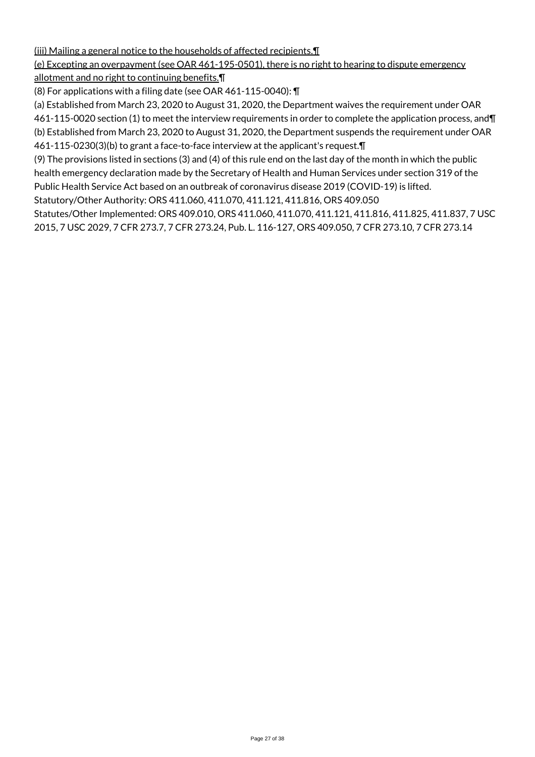(iii) Mailing a general notice to the households of affected recipients.¶

(e) Excepting an overpayment (see OAR 461-195-0501), there is no right to hearing to dispute emergency allotment and no right to continuing benefits.¶

(8) For applications with a filing date (see OAR 461-115-0040): ¶

(a) Established from March 23, 2020 to August 31, 2020, the Department waives the requirement under OAR 461-115-0020 section (1) to meet the interview requirements in order to complete the application process, and¶

(b) Established from March 23, 2020 to August 31, 2020, the Department suspends the requirement under OAR 461-115-0230(3)(b) to grant a face-to-face interview at the applicant's request.¶

(9) The provisions listed in sections (3) and (4) of this rule end on the last day of the month in which the public health emergency declaration made by the Secretary of Health and Human Services under section 319 of the Public Health Service Act based on an outbreak of coronavirus disease 2019 (COVID-19) is lifted.

Statutory/Other Authority: ORS 411.060, 411.070, 411.121, 411.816, ORS 409.050

Statutes/Other Implemented: ORS 409.010, ORS 411.060, 411.070, 411.121, 411.816, 411.825, 411.837, 7 USC 2015, 7 USC 2029, 7 CFR 273.7, 7 CFR 273.24, Pub. L. 116-127, ORS 409.050, 7 CFR 273.10, 7 CFR 273.14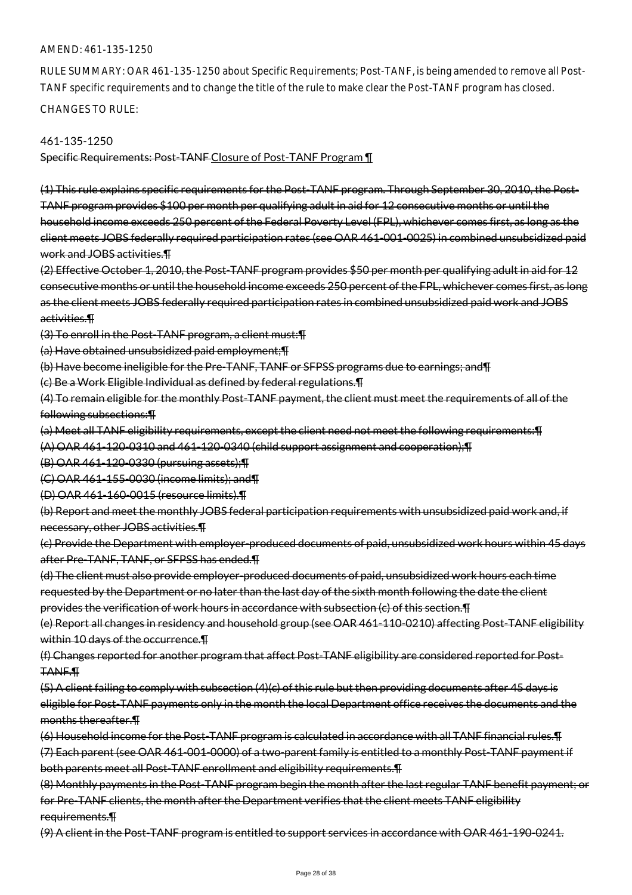AMEND: 461-135-1250

RULE SUMMARY: OAR 461-135-1250 about Specific Requirements; Post-TANF, is being amended to remove all Post-TANF specific requirements and to change the title of the rule to make clear the Post-TANF program has closed.

CHANGES TO RULE:

461-135-1250

~~Specific Requirements: Post-TANF~~ Closure of Post-TANF Program ¶

~~(1) This rule explains specific requirements for the Post-TANF program. Through September 30, 2010, the Post-TANF program provides $100 per month per qualifying adult in aid for 12 consecutive months or until the household income exceeds 250 percent of the Federal Poverty Level (FPL), whichever comes first, as long as the client meets JOBS federally required participation rates (see OAR 461-001-0025) in combined unsubsidized paid work and JOBS activities.¶~~

~~(2) Effective October 1, 2010, the Post-TANF program provides $50 per month per qualifying adult in aid for 12 consecutive months or until the household income exceeds 250 percent of the FPL, whichever comes first, as long as the client meets JOBS federally required participation rates in combined unsubsidized paid work and JOBS activities.¶~~

~~(3) To enroll in the Post-TANF program, a client must:¶~~

~~(a) Have obtained unsubsidized paid employment;¶~~

~~(b) Have become ineligible for the Pre-TANF, TANF or SFPSS programs due to earnings; and¶~~

~~(c) Be a Work Eligible Individual as defined by federal regulations.¶~~

~~(4) To remain eligible for the monthly Post-TANF payment, the client must meet the requirements of all of the following subsections:¶~~

~~(a) Meet all TANF eligibility requirements, except the client need not meet the following requirements:¶~~

~~(A) OAR 461-120-0310 and 461-120-0340 (child support assignment and cooperation);¶~~

~~(B) OAR 461-120-0330 (pursuing assets);¶~~

~~(C) OAR 461-155-0030 (income limits); and¶~~

~~(D) OAR 461-160-0015 (resource limits).¶~~

~~(b) Report and meet the monthly JOBS federal participation requirements with unsubsidized paid work and, if necessary, other JOBS activities.¶~~

~~(c) Provide the Department with employer-produced documents of paid, unsubsidized work hours within 45 days after Pre-TANF, TANF, or SFPSS has ended.¶~~

~~(d) The client must also provide employer-produced documents of paid, unsubsidized work hours each time requested by the Department or no later than the last day of the sixth month following the date the client provides the verification of work hours in accordance with subsection (c) of this section.¶~~

~~(e) Report all changes in residency and household group (see OAR 461-110-0210) affecting Post-TANF eligibility within 10 days of the occurrence.¶~~

~~(f) Changes reported for another program that affect Post-TANF eligibility are considered reported for Post-TANF.¶~~

~~(5) A client failing to comply with subsection (4)(c) of this rule but then providing documents after 45 days is eligible for Post-TANF payments only in the month the local Department office receives the documents and the months thereafter.¶~~

~~(6) Household income for the Post-TANF program is calculated in accordance with all TANF financial rules.¶~~

~~(7) Each parent (see OAR 461-001-0000) of a two-parent family is entitled to a monthly Post-TANF payment if both parents meet all Post-TANF enrollment and eligibility requirements.¶~~

~~(8) Monthly payments in the Post-TANF program begin the month after the last regular TANF benefit payment; or for Pre-TANF clients, the month after the Department verifies that the client meets TANF eligibility requirements.¶~~

~~(9) A client in the Post-TANF program is entitled to support services in accordance with OAR 461-190-0241.~~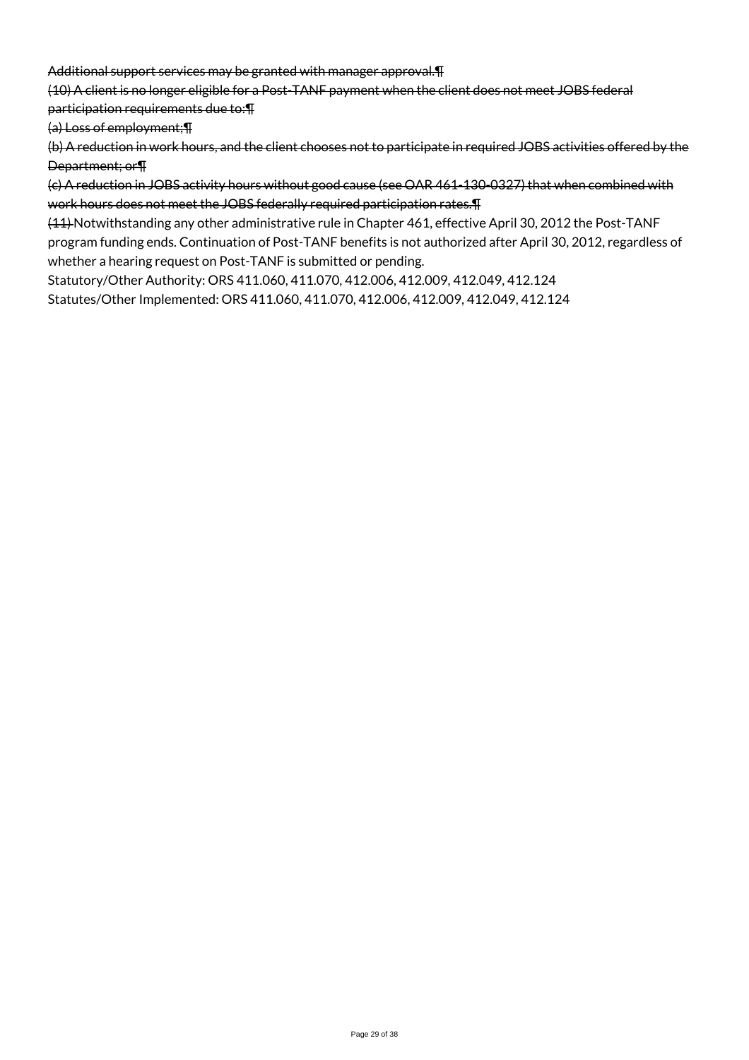~~Additional support services may be granted with manager approval.¶~~

~~(10) A client is no longer eligible for a Post-TANF payment when the client does not meet JOBS federal participation requirements due to:¶~~

~~(a) Loss of employment;¶~~

~~(b) A reduction in work hours, and the client chooses not to participate in required JOBS activities offered by the Department; or¶~~

~~(c) A reduction in JOBS activity hours without good cause (see OAR 461-130-0327) that when combined with work hours does not meet the JOBS federally required participation rates.¶~~

~~(11)~~ Notwithstanding any other administrative rule in Chapter 461, effective April 30, 2012 the Post-TANF program funding ends. Continuation of Post-TANF benefits is not authorized after April 30, 2012, regardless of whether a hearing request on Post-TANF is submitted or pending.

Statutory/Other Authority: ORS 411.060, 411.070, 412.006, 412.009, 412.049, 412.124

Statutes/Other Implemented: ORS 411.060, 411.070, 412.006, 412.009, 412.049, 412.124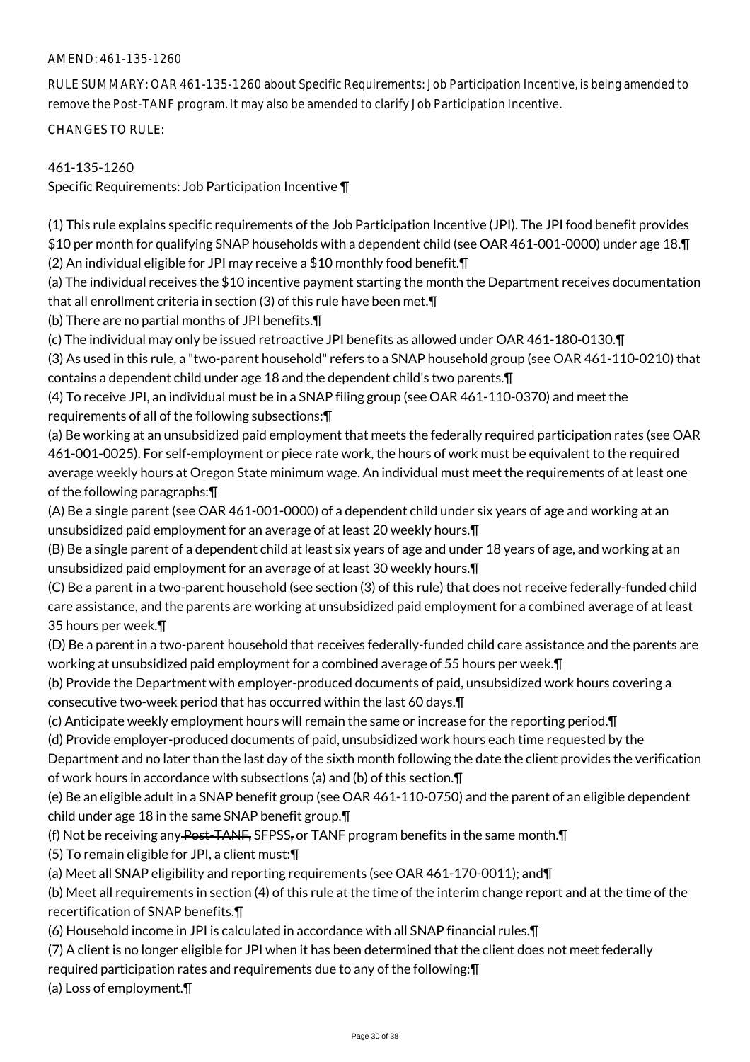AMEND: 461-135-1260

RULE SUMMARY: OAR 461-135-1260 about Specific Requirements: Job Participation Incentive, is being amended to remove the Post-TANF program. It may also be amended to clarify Job Participation Incentive.

CHANGES TO RULE:

461-135-1260
Specific Requirements: Job Participation Incentive ¶

(1) This rule explains specific requirements of the Job Participation Incentive (JPI). The JPI food benefit provides $10 per month for qualifying SNAP households with a dependent child (see OAR 461-001-0000) under age 18.¶
(2) An individual eligible for JPI may receive a $10 monthly food benefit.¶
(a) The individual receives the $10 incentive payment starting the month the Department receives documentation that all enrollment criteria in section (3) of this rule have been met.¶
(b) There are no partial months of JPI benefits.¶
(c) The individual may only be issued retroactive JPI benefits as allowed under OAR 461-180-0130.¶
(3) As used in this rule, a "two-parent household" refers to a SNAP household group (see OAR 461-110-0210) that contains a dependent child under age 18 and the dependent child's two parents.¶
(4) To receive JPI, an individual must be in a SNAP filing group (see OAR 461-110-0370) and meet the requirements of all of the following subsections:¶
(a) Be working at an unsubsidized paid employment that meets the federally required participation rates (see OAR 461-001-0025). For self-employment or piece rate work, the hours of work must be equivalent to the required average weekly hours at Oregon State minimum wage. An individual must meet the requirements of at least one of the following paragraphs:¶
(A) Be a single parent (see OAR 461-001-0000) of a dependent child under six years of age and working at an unsubsidized paid employment for an average of at least 20 weekly hours.¶
(B) Be a single parent of a dependent child at least six years of age and under 18 years of age, and working at an unsubsidized paid employment for an average of at least 30 weekly hours.¶
(C) Be a parent in a two-parent household (see section (3) of this rule) that does not receive federally-funded child care assistance, and the parents are working at unsubsidized paid employment for a combined average of at least 35 hours per week.¶
(D) Be a parent in a two-parent household that receives federally-funded child care assistance and the parents are working at unsubsidized paid employment for a combined average of 55 hours per week.¶
(b) Provide the Department with employer-produced documents of paid, unsubsidized work hours covering a consecutive two-week period that has occurred within the last 60 days.¶
(c) Anticipate weekly employment hours will remain the same or increase for the reporting period.¶
(d) Provide employer-produced documents of paid, unsubsidized work hours each time requested by the Department and no later than the last day of the sixth month following the date the client provides the verification of work hours in accordance with subsections (a) and (b) of this section.¶
(e) Be an eligible adult in a SNAP benefit group (see OAR 461-110-0750) and the parent of an eligible dependent child under age 18 in the same SNAP benefit group.¶
(f) Not be receiving any ~~Post-TANF,~~ SFPSS~~,~~ or TANF program benefits in the same month.¶
(5) To remain eligible for JPI, a client must:¶
(a) Meet all SNAP eligibility and reporting requirements (see OAR 461-170-0011); and¶
(b) Meet all requirements in section (4) of this rule at the time of the interim change report and at the time of the recertification of SNAP benefits.¶
(6) Household income in JPI is calculated in accordance with all SNAP financial rules.¶
(7) A client is no longer eligible for JPI when it has been determined that the client does not meet federally required participation rates and requirements due to any of the following:¶
(a) Loss of employment.¶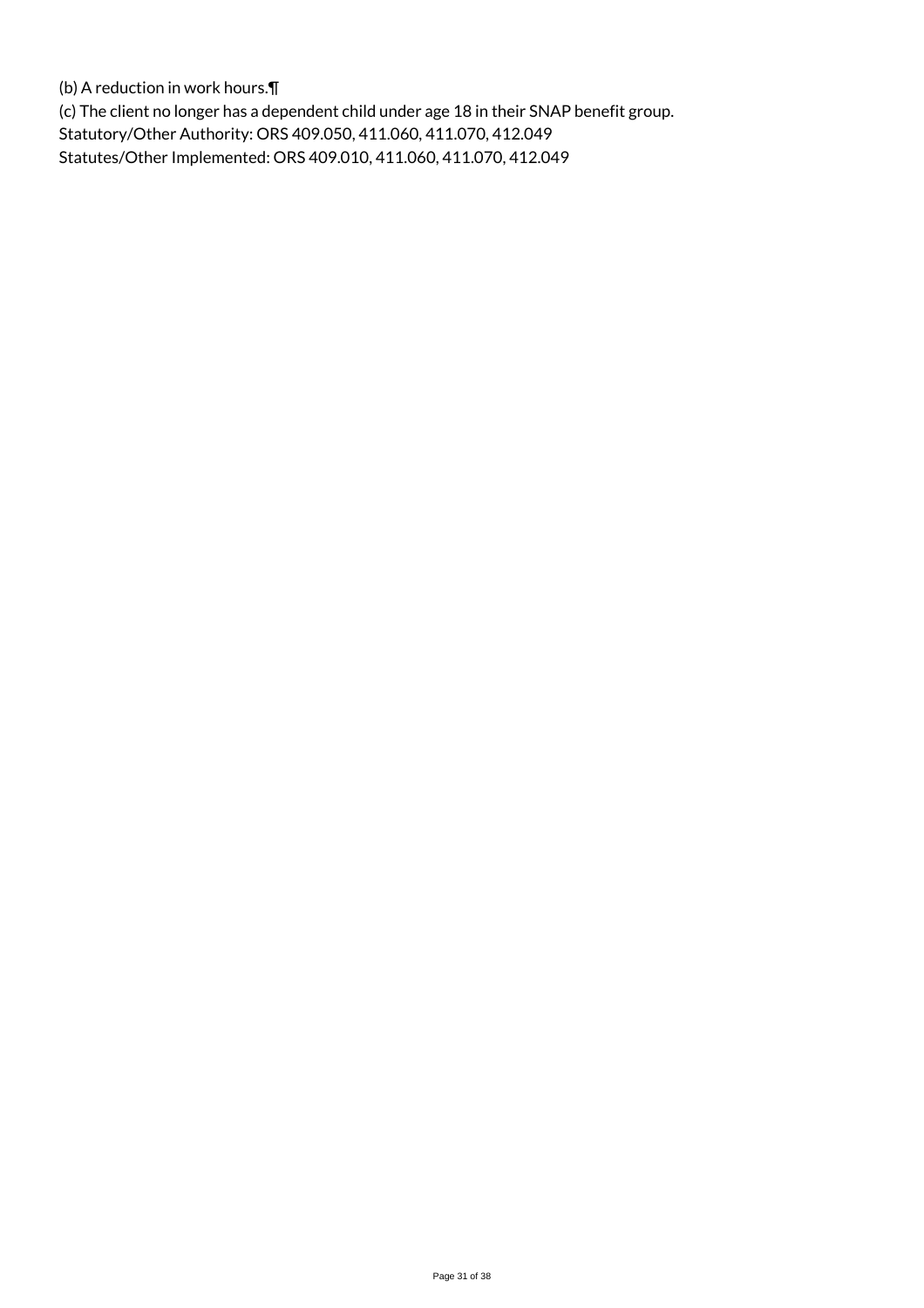(b) A reduction in work hours.¶

(c) The client no longer has a dependent child under age 18 in their SNAP benefit group.

Statutory/Other Authority: ORS 409.050, 411.060, 411.070, 412.049

Statutes/Other Implemented: ORS 409.010, 411.060, 411.070, 412.049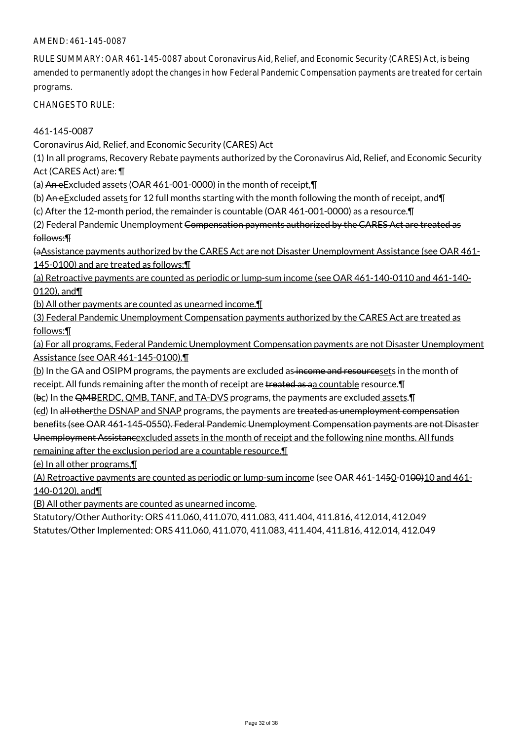AMEND: 461-145-0087

RULE SUMMARY: OAR 461-145-0087 about Coronavirus Aid, Relief, and Economic Security (CARES) Act, is being amended to permanently adopt the changes in how Federal Pandemic Compensation payments are treated for certain programs.

CHANGES TO RULE:

461-145-0087

Coronavirus Aid, Relief, and Economic Security (CARES) Act

(1) In all programs, Recovery Rebate payments authorized by the Coronavirus Aid, Relief, and Economic Security Act (CARES Act) are: ¶

(a) ~~An e~~Excluded assets (OAR 461-001-0000) in the month of receipt,¶

(b) ~~An e~~Excluded assets for 12 full months starting with the month following the month of receipt, and¶

(c) After the 12-month period, the remainder is countable (OAR 461-001-0000) as a resource.¶

(2) Federal Pandemic Unemployment ~~Compensation payments authorized by the CARES Act are treated as follows:¶~~

~~(a~~Assistance payments authorized by the CARES Act are not Disaster Unemployment Assistance (see OAR 461-145-0100) and are treated as follows:¶

(a) Retroactive payments are counted as periodic or lump-sum income (see OAR 461-140-0110 and 461-140-0120), and¶

(b) All other payments are counted as unearned income.¶

(3) Federal Pandemic Unemployment Compensation payments authorized by the CARES Act are treated as follows:¶

(a) For all programs, Federal Pandemic Unemployment Compensation payments are not Disaster Unemployment Assistance (see OAR 461-145-0100).¶

(b) In the GA and OSIPM programs, the payments are excluded as ~~income and resource~~sets in the month of receipt. All funds remaining after the month of receipt are ~~treated as a~~a countable resource.¶

(~~b~~c) In the ~~QMB~~ERDC, QMB, TANF, and TA-DVS programs, the payments are excluded assets.¶

(~~c~~d) In ~~all other~~the DSNAP and SNAP programs, the payments are ~~treated as unemployment compensation benefits (see OAR 461-145-0550). Federal Pandemic Unemployment Compensation payments are not Disaster Unemployment Assistance~~excluded assets in the month of receipt and the following nine months. All funds remaining after the exclusion period are a countable resource.¶

(e) In all other programs,¶

(A) Retroactive payments are counted as periodic or lump-sum income (see OAR 461-14~~5~~0-01~~00)~~10 and 461-140-0120), and¶

(B) All other payments are counted as unearned income.

Statutory/Other Authority: ORS 411.060, 411.070, 411.083, 411.404, 411.816, 412.014, 412.049

Statutes/Other Implemented: ORS 411.060, 411.070, 411.083, 411.404, 411.816, 412.014, 412.049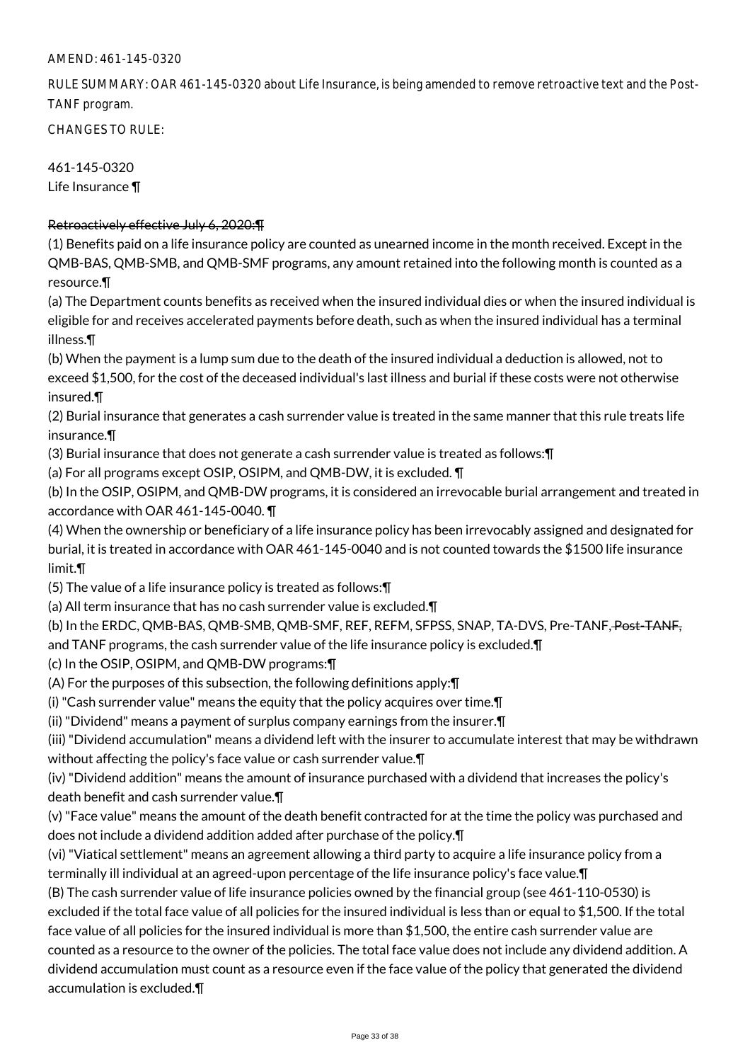AMEND: 461-145-0320

RULE SUMMARY: OAR 461-145-0320 about Life Insurance, is being amended to remove retroactive text and the Post-TANF program.

CHANGES TO RULE:

461-145-0320
Life Insurance ¶

~~Retroactively effective July 6, 2020:¶~~
(1) Benefits paid on a life insurance policy are counted as unearned income in the month received. Except in the QMB-BAS, QMB-SMB, and QMB-SMF programs, any amount retained into the following month is counted as a resource.¶
(a) The Department counts benefits as received when the insured individual dies or when the insured individual is eligible for and receives accelerated payments before death, such as when the insured individual has a terminal illness.¶
(b) When the payment is a lump sum due to the death of the insured individual a deduction is allowed, not to exceed $1,500, for the cost of the deceased individual's last illness and burial if these costs were not otherwise insured.¶
(2) Burial insurance that generates a cash surrender value is treated in the same manner that this rule treats life insurance.¶
(3) Burial insurance that does not generate a cash surrender value is treated as follows:¶
(a) For all programs except OSIP, OSIPM, and QMB-DW, it is excluded. ¶
(b) In the OSIP, OSIPM, and QMB-DW programs, it is considered an irrevocable burial arrangement and treated in accordance with OAR 461-145-0040. ¶
(4) When the ownership or beneficiary of a life insurance policy has been irrevocably assigned and designated for burial, it is treated in accordance with OAR 461-145-0040 and is not counted towards the $1500 life insurance limit.¶
(5) The value of a life insurance policy is treated as follows:¶
(a) All term insurance that has no cash surrender value is excluded.¶
(b) In the ERDC, QMB-BAS, QMB-SMB, QMB-SMF, REF, REFM, SFPSS, SNAP, TA-DVS, Pre-TANF, ~~Post-TANF,~~ and TANF programs, the cash surrender value of the life insurance policy is excluded.¶
(c) In the OSIP, OSIPM, and QMB-DW programs:¶
(A) For the purposes of this subsection, the following definitions apply:¶
(i) "Cash surrender value" means the equity that the policy acquires over time.¶
(ii) "Dividend" means a payment of surplus company earnings from the insurer.¶
(iii) "Dividend accumulation" means a dividend left with the insurer to accumulate interest that may be withdrawn without affecting the policy's face value or cash surrender value.¶
(iv) "Dividend addition" means the amount of insurance purchased with a dividend that increases the policy's death benefit and cash surrender value.¶
(v) "Face value" means the amount of the death benefit contracted for at the time the policy was purchased and does not include a dividend addition added after purchase of the policy.¶
(vi) "Viatical settlement" means an agreement allowing a third party to acquire a life insurance policy from a terminally ill individual at an agreed-upon percentage of the life insurance policy's face value.¶
(B) The cash surrender value of life insurance policies owned by the financial group (see 461-110-0530) is excluded if the total face value of all policies for the insured individual is less than or equal to $1,500. If the total face value of all policies for the insured individual is more than $1,500, the entire cash surrender value are counted as a resource to the owner of the policies. The total face value does not include any dividend addition. A dividend accumulation must count as a resource even if the face value of the policy that generated the dividend accumulation is excluded.¶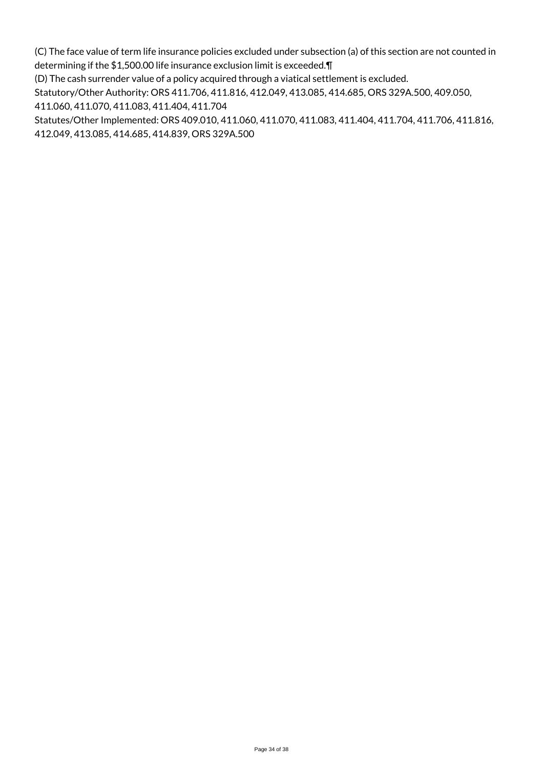(C) The face value of term life insurance policies excluded under subsection (a) of this section are not counted in determining if the $1,500.00 life insurance exclusion limit is exceeded.¶

(D) The cash surrender value of a policy acquired through a viatical settlement is excluded.

Statutory/Other Authority: ORS 411.706, 411.816, 412.049, 413.085, 414.685, ORS 329A.500, 409.050, 411.060, 411.070, 411.083, 411.404, 411.704

Statutes/Other Implemented: ORS 409.010, 411.060, 411.070, 411.083, 411.404, 411.704, 411.706, 411.816, 412.049, 413.085, 414.685, 414.839, ORS 329A.500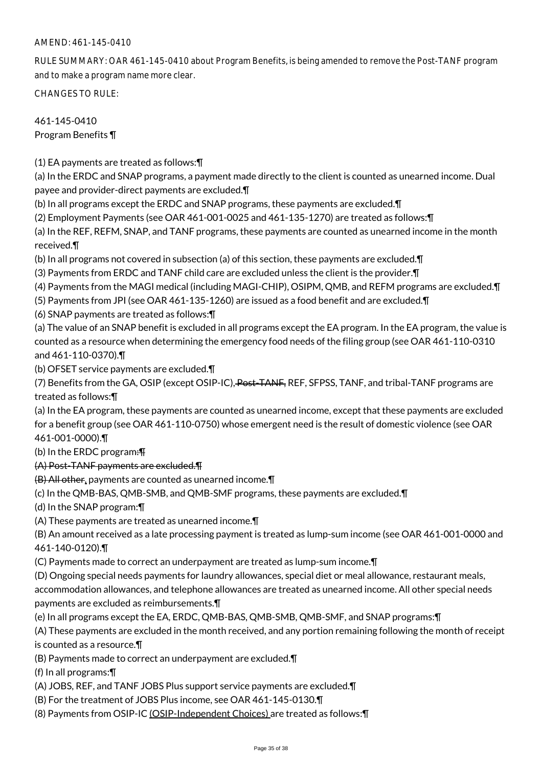AMEND: 461-145-0410

RULE SUMMARY: OAR 461-145-0410 about Program Benefits, is being amended to remove the Post-TANF program and to make a program name more clear.

CHANGES TO RULE:

461-145-0410
Program Benefits ¶

(1) EA payments are treated as follows:¶
(a) In the ERDC and SNAP programs, a payment made directly to the client is counted as unearned income. Dual payee and provider-direct payments are excluded.¶
(b) In all programs except the ERDC and SNAP programs, these payments are excluded.¶
(2) Employment Payments (see OAR 461-001-0025 and 461-135-1270) are treated as follows:¶
(a) In the REF, REFM, SNAP, and TANF programs, these payments are counted as unearned income in the month received.¶
(b) In all programs not covered in subsection (a) of this section, these payments are excluded.¶
(3) Payments from ERDC and TANF child care are excluded unless the client is the provider.¶
(4) Payments from the MAGI medical (including MAGI-CHIP), OSIPM, QMB, and REFM programs are excluded.¶
(5) Payments from JPI (see OAR 461-135-1260) are issued as a food benefit and are excluded.¶
(6) SNAP payments are treated as follows:¶
(a) The value of an SNAP benefit is excluded in all programs except the EA program. In the EA program, the value is counted as a resource when determining the emergency food needs of the filing group (see OAR 461-110-0310 and 461-110-0370).¶
(b) OFSET service payments are excluded.¶
(7) Benefits from the GA, OSIP (except OSIP-IC), ~~Post-TANF,~~ REF, SFPSS, TANF, and tribal-TANF programs are treated as follows:¶
(a) In the EA program, these payments are counted as unearned income, except that these payments are excluded for a benefit group (see OAR 461-110-0750) whose emergent need is the result of domestic violence (see OAR 461-001-0000).¶
(b) In the ERDC program~~:¶~~
~~(A) Post-TANF payments are excluded.¶~~
~~(B) All other~~, payments are counted as unearned income.¶
(c) In the QMB-BAS, QMB-SMB, and QMB-SMF programs, these payments are excluded.¶
(d) In the SNAP program:¶
(A) These payments are treated as unearned income.¶
(B) An amount received as a late processing payment is treated as lump-sum income (see OAR 461-001-0000 and 461-140-0120).¶
(C) Payments made to correct an underpayment are treated as lump-sum income.¶
(D) Ongoing special needs payments for laundry allowances, special diet or meal allowance, restaurant meals, accommodation allowances, and telephone allowances are treated as unearned income. All other special needs payments are excluded as reimbursements.¶
(e) In all programs except the EA, ERDC, QMB-BAS, QMB-SMB, QMB-SMF, and SNAP programs:¶
(A) These payments are excluded in the month received, and any portion remaining following the month of receipt is counted as a resource.¶
(B) Payments made to correct an underpayment are excluded.¶
(f) In all programs:¶
(A) JOBS, REF, and TANF JOBS Plus support service payments are excluded.¶
(B) For the treatment of JOBS Plus income, see OAR 461-145-0130.¶
(8) Payments from OSIP-IC <u>(OSIP-Independent Choices)</u> are treated as follows:¶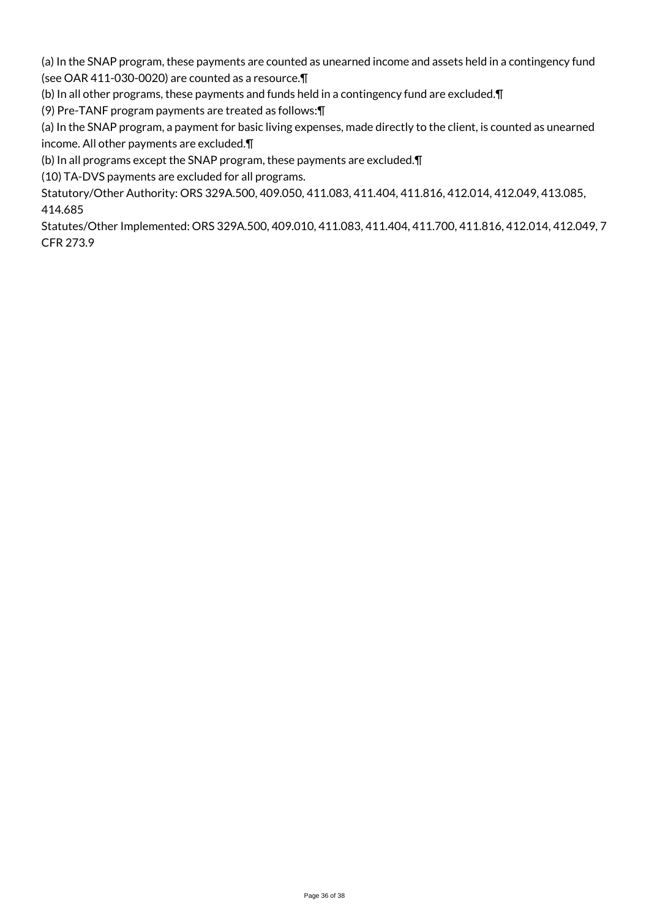(a) In the SNAP program, these payments are counted as unearned income and assets held in a contingency fund (see OAR 411-030-0020) are counted as a resource.¶

(b) In all other programs, these payments and funds held in a contingency fund are excluded.¶

(9) Pre-TANF program payments are treated as follows:¶

(a) In the SNAP program, a payment for basic living expenses, made directly to the client, is counted as unearned income. All other payments are excluded.¶

(b) In all programs except the SNAP program, these payments are excluded.¶

(10) TA-DVS payments are excluded for all programs.

Statutory/Other Authority: ORS 329A.500, 409.050, 411.083, 411.404, 411.816, 412.014, 412.049, 413.085, 414.685

Statutes/Other Implemented: ORS 329A.500, 409.010, 411.083, 411.404, 411.700, 411.816, 412.014, 412.049, 7 CFR 273.9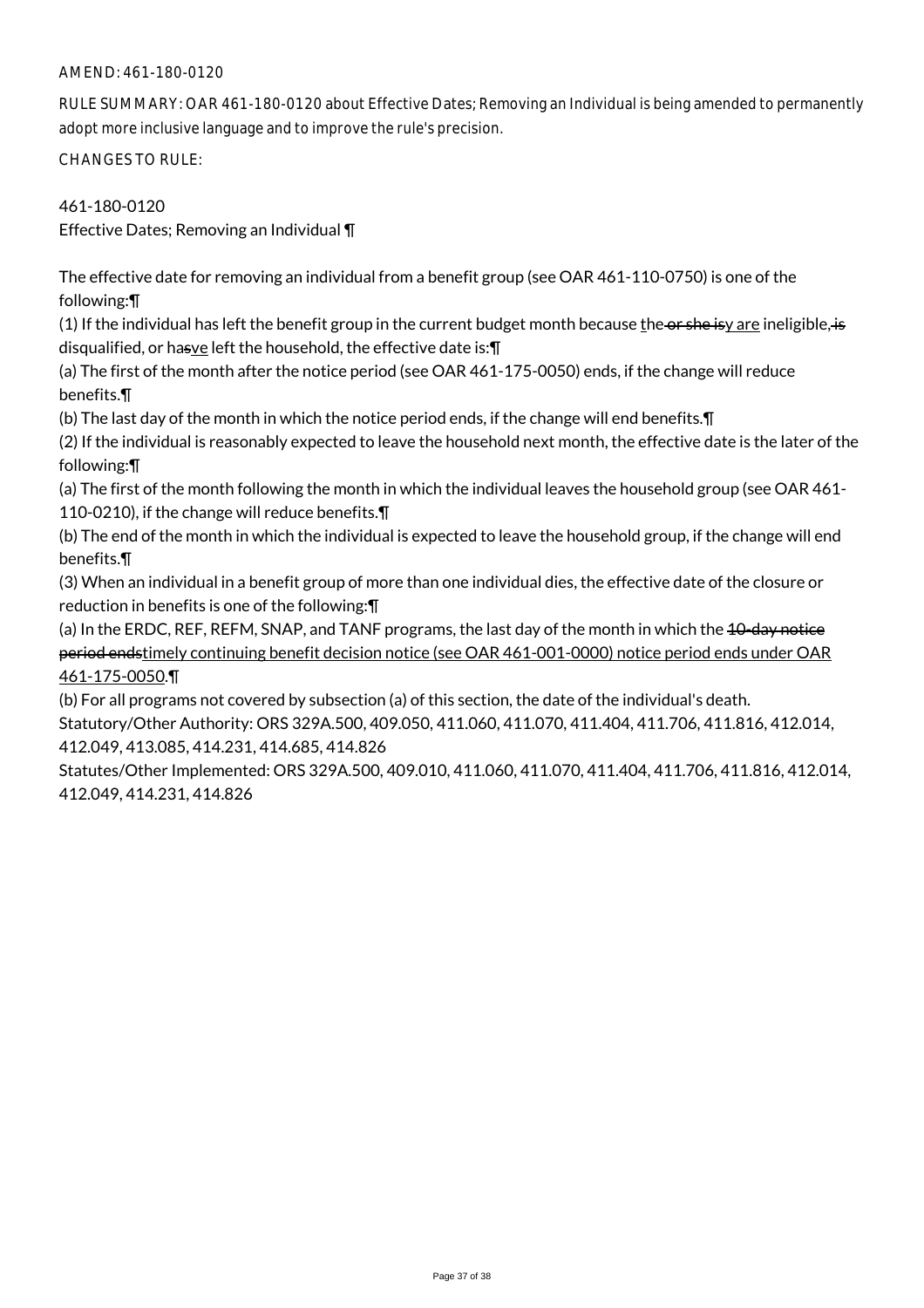AMEND: 461-180-0120

RULE SUMMARY: OAR 461-180-0120 about Effective Dates; Removing an Individual is being amended to permanently adopt more inclusive language and to improve the rule's precision.

CHANGES TO RULE:

461-180-0120
Effective Dates; Removing an Individual ¶

The effective date for removing an individual from a benefit group (see OAR 461-110-0750) is one of the following:¶

(1) If the individual has left the benefit group in the current budget month because the ~~or she is~~y are ineligible, ~~is~~ disqualified, or ha~~s~~ve left the household, the effective date is:¶

(a) The first of the month after the notice period (see OAR 461-175-0050) ends, if the change will reduce benefits.¶

(b) The last day of the month in which the notice period ends, if the change will end benefits.¶

(2) If the individual is reasonably expected to leave the household next month, the effective date is the later of the following:¶

(a) The first of the month following the month in which the individual leaves the household group (see OAR 461-110-0210), if the change will reduce benefits.¶

(b) The end of the month in which the individual is expected to leave the household group, if the change will end benefits.¶

(3) When an individual in a benefit group of more than one individual dies, the effective date of the closure or reduction in benefits is one of the following:¶

(a) In the ERDC, REF, REFM, SNAP, and TANF programs, the last day of the month in which the ~~10-day notice period ends~~timely continuing benefit decision notice (see OAR 461-001-0000) notice period ends under OAR 461-175-0050.¶

(b) For all programs not covered by subsection (a) of this section, the date of the individual's death.

Statutory/Other Authority: ORS 329A.500, 409.050, 411.060, 411.070, 411.404, 411.706, 411.816, 412.014, 412.049, 413.085, 414.231, 414.685, 414.826

Statutes/Other Implemented: ORS 329A.500, 409.010, 411.060, 411.070, 411.404, 411.706, 411.816, 412.014, 412.049, 414.231, 414.826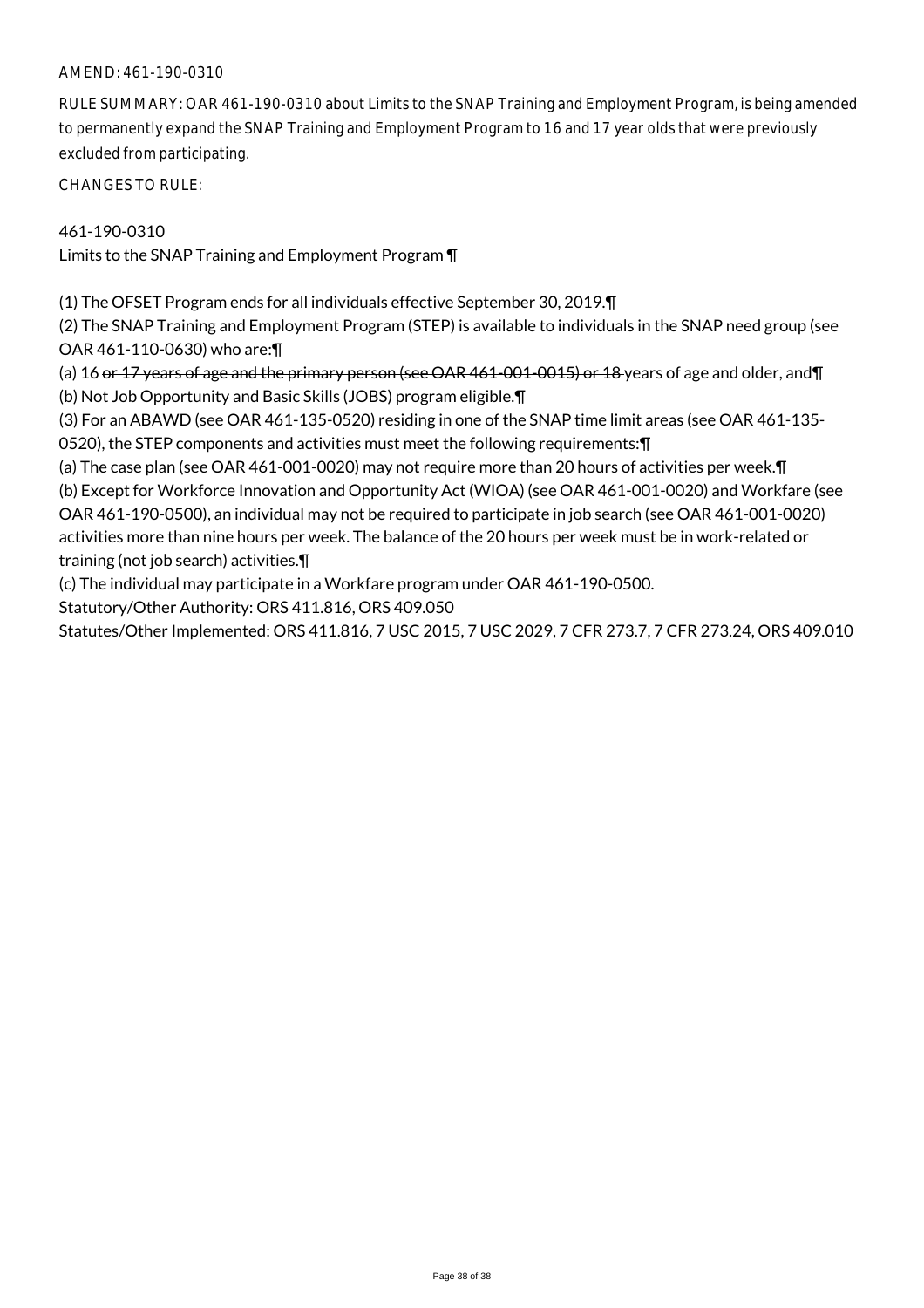AMEND: 461-190-0310

RULE SUMMARY: OAR 461-190-0310 about Limits to the SNAP Training and Employment Program, is being amended to permanently expand the SNAP Training and Employment Program to 16 and 17 year olds that were previously excluded from participating.

CHANGES TO RULE:

461-190-0310
Limits to the SNAP Training and Employment Program ¶

(1) The OFSET Program ends for all individuals effective September 30, 2019.¶
(2) The SNAP Training and Employment Program (STEP) is available to individuals in the SNAP need group (see OAR 461-110-0630) who are:¶
(a) 16 ~~or 17 years of age and the primary person (see OAR 461-001-0015) or 18~~ years of age and older, and¶
(b) Not Job Opportunity and Basic Skills (JOBS) program eligible.¶
(3) For an ABAWD (see OAR 461-135-0520) residing in one of the SNAP time limit areas (see OAR 461-135-0520), the STEP components and activities must meet the following requirements:¶
(a) The case plan (see OAR 461-001-0020) may not require more than 20 hours of activities per week.¶
(b) Except for Workforce Innovation and Opportunity Act (WIOA) (see OAR 461-001-0020) and Workfare (see OAR 461-190-0500), an individual may not be required to participate in job search (see OAR 461-001-0020) activities more than nine hours per week. The balance of the 20 hours per week must be in work-related or training (not job search) activities.¶
(c) The individual may participate in a Workfare program under OAR 461-190-0500.
Statutory/Other Authority: ORS 411.816, ORS 409.050
Statutes/Other Implemented: ORS 411.816, 7 USC 2015, 7 USC 2029, 7 CFR 273.7, 7 CFR 273.24, ORS 409.010